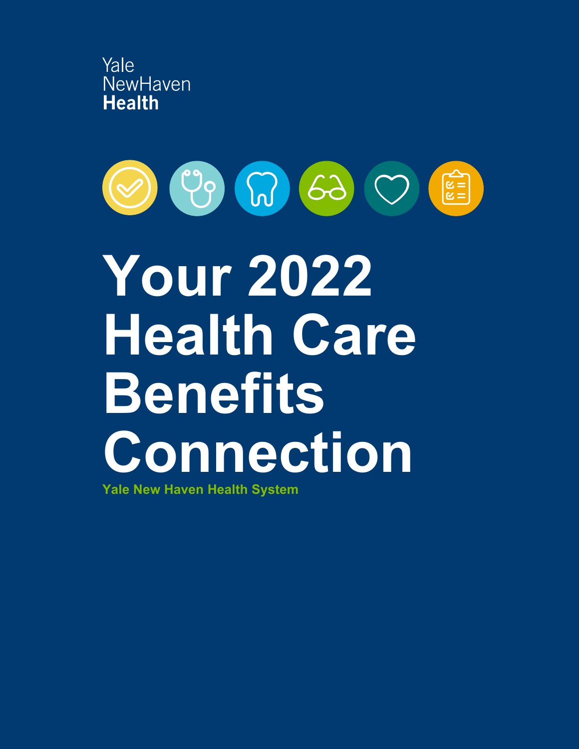Yale
NewHaven
**Health**

# Your 2022 Health Care Benefits Connection

**Yale New Haven Health System**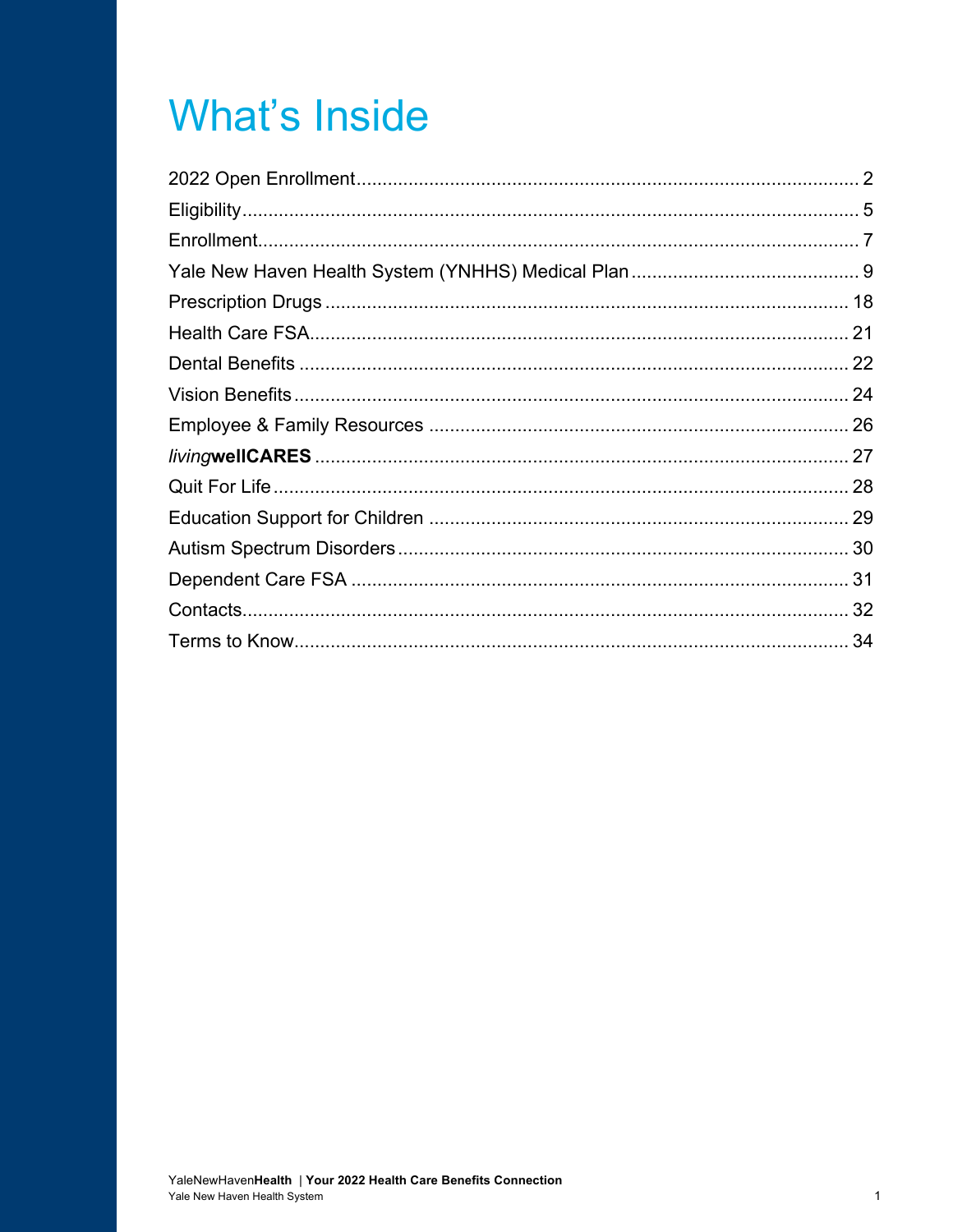# What's Inside

2022 Open Enrollment ........ 2
Eligibility ........ 5
Enrollment ........ 7
Yale New Haven Health System (YNHHS) Medical Plan ........ 9
Prescription Drugs ........ 18
Health Care FSA ........ 21
Dental Benefits ........ 22
Vision Benefits ........ 24
Employee & Family Resources ........ 26
*living***wellCARES** ........ 27
Quit For Life ........ 28
Education Support for Children ........ 29
Autism Spectrum Disorders ........ 30
Dependent Care FSA ........ 31
Contacts ........ 32
Terms to Know ........ 34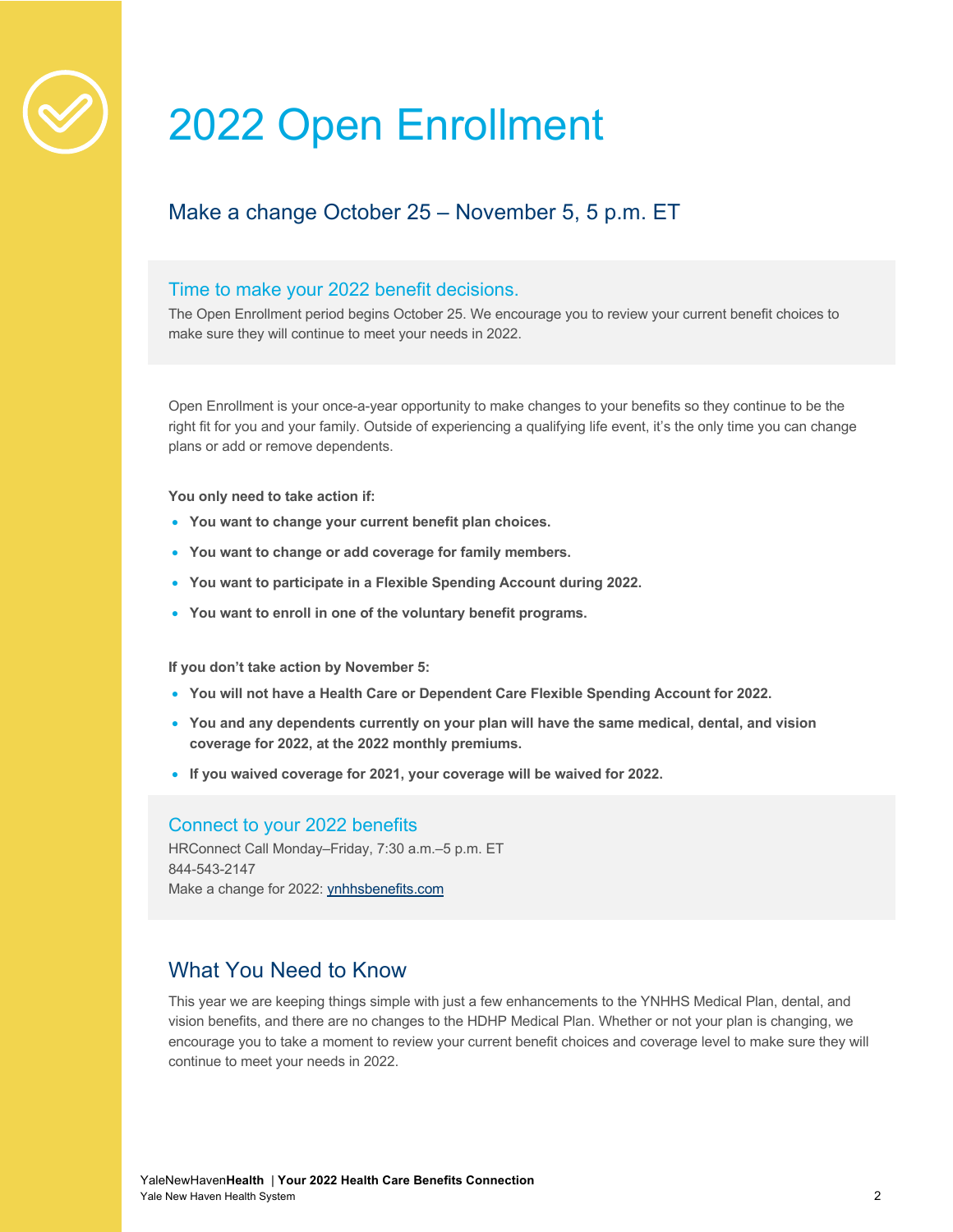# 2022 Open Enrollment

## Make a change October 25 – November 5, 5 p.m. ET

### Time to make your 2022 benefit decisions.

The Open Enrollment period begins October 25. We encourage you to review your current benefit choices to make sure they will continue to meet your needs in 2022.

Open Enrollment is your once-a-year opportunity to make changes to your benefits so they continue to be the right fit for you and your family. Outside of experiencing a qualifying life event, it's the only time you can change plans or add or remove dependents.

**You only need to take action if:**

- **You want to change your current benefit plan choices.**
- **You want to change or add coverage for family members.**
- **You want to participate in a Flexible Spending Account during 2022.**
- **You want to enroll in one of the voluntary benefit programs.**

**If you don't take action by November 5:**

- **You will not have a Health Care or Dependent Care Flexible Spending Account for 2022.**
- **You and any dependents currently on your plan will have the same medical, dental, and vision coverage for 2022, at the 2022 monthly premiums.**
- **If you waived coverage for 2021, your coverage will be waived for 2022.**

### Connect to your 2022 benefits

HRConnect Call Monday–Friday, 7:30 a.m.–5 p.m. ET
844-543-2147
Make a change for 2022: [ynhhsbenefits.com](ynhhsbenefits.com)

## What You Need to Know

This year we are keeping things simple with just a few enhancements to the YNHHS Medical Plan, dental, and vision benefits, and there are no changes to the HDHP Medical Plan. Whether or not your plan is changing, we encourage you to take a moment to review your current benefit choices and coverage level to make sure they will continue to meet your needs in 2022.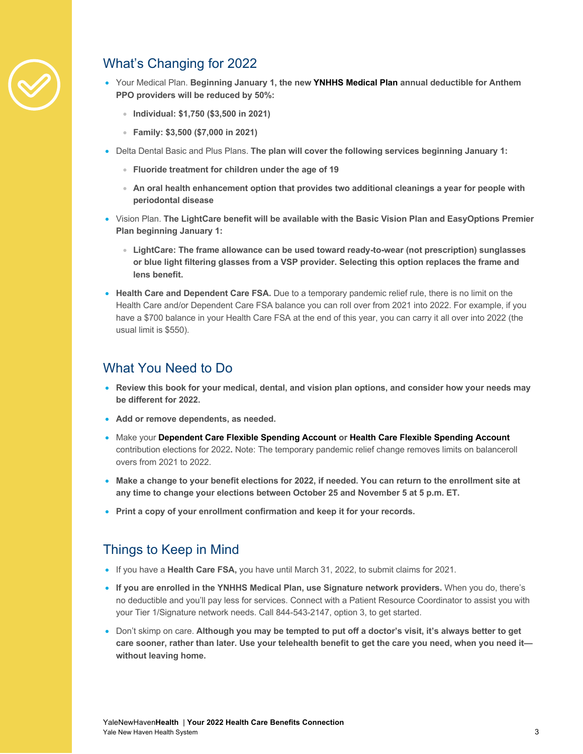## What's Changing for 2022

- Your Medical Plan. **Beginning January 1, the new YNHHS Medical Plan annual deductible for Anthem PPO providers will be reduced by 50%:**
  - **Individual: $1,750 ($3,500 in 2021)**
  - **Family: $3,500 ($7,000 in 2021)**
- Delta Dental Basic and Plus Plans. **The plan will cover the following services beginning January 1:**
  - **Fluoride treatment for children under the age of 19**
  - **An oral health enhancement option that provides two additional cleanings a year for people with periodontal disease**
- Vision Plan. **The LightCare benefit will be available with the Basic Vision Plan and EasyOptions Premier Plan beginning January 1:**
  - **LightCare: The frame allowance can be used toward ready-to-wear (not prescription) sunglasses or blue light filtering glasses from a VSP provider. Selecting this option replaces the frame and lens benefit.**
- **Health Care and Dependent Care FSA.** Due to a temporary pandemic relief rule, there is no limit on the Health Care and/or Dependent Care FSA balance you can roll over from 2021 into 2022. For example, if you have a $700 balance in your Health Care FSA at the end of this year, you can carry it all over into 2022 (the usual limit is $550).

## What You Need to Do

- **Review this book for your medical, dental, and vision plan options, and consider how your needs may be different for 2022.**
- **Add or remove dependents, as needed.**
- Make your **Dependent Care Flexible Spending Account** or **Health Care Flexible Spending Account** contribution elections for 2022**.** Note: The temporary pandemic relief change removes limits on balanceroll overs from 2021 to 2022.
- **Make a change to your benefit elections for 2022, if needed. You can return to the enrollment site at any time to change your elections between October 25 and November 5 at 5 p.m. ET.**
- **Print a copy of your enrollment confirmation and keep it for your records.**

## Things to Keep in Mind

- If you have a **Health Care FSA,** you have until March 31, 2022, to submit claims for 2021.
- **If you are enrolled in the YNHHS Medical Plan, use Signature network providers.** When you do, there's no deductible and you'll pay less for services. Connect with a Patient Resource Coordinator to assist you with your Tier 1/Signature network needs. Call 844-543-2147, option 3, to get started.
- Don't skimp on care. **Although you may be tempted to put off a doctor's visit, it's always better to get care sooner, rather than later. Use your telehealth benefit to get the care you need, when you need it—without leaving home.**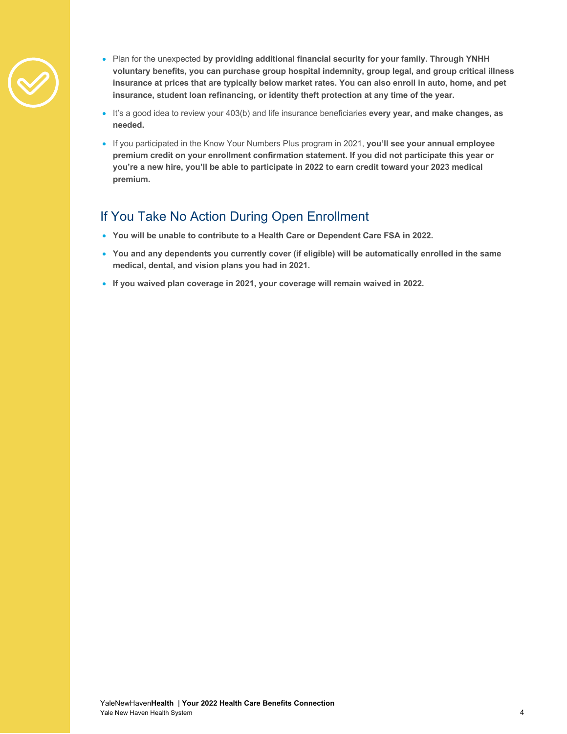- Plan for the unexpected **by providing additional financial security for your family. Through YNHH voluntary benefits, you can purchase group hospital indemnity, group legal, and group critical illness insurance at prices that are typically below market rates. You can also enroll in auto, home, and pet insurance, student loan refinancing, or identity theft protection at any time of the year.**
- It's a good idea to review your 403(b) and life insurance beneficiaries **every year, and make changes, as needed.**
- If you participated in the Know Your Numbers Plus program in 2021, **you'll see your annual employee premium credit on your enrollment confirmation statement. If you did not participate this year or you're a new hire, you'll be able to participate in 2022 to earn credit toward your 2023 medical premium.**

## If You Take No Action During Open Enrollment

- **You will be unable to contribute to a Health Care or Dependent Care FSA in 2022.**
- **You and any dependents you currently cover (if eligible) will be automatically enrolled in the same medical, dental, and vision plans you had in 2021.**
- **If you waived plan coverage in 2021, your coverage will remain waived in 2022.**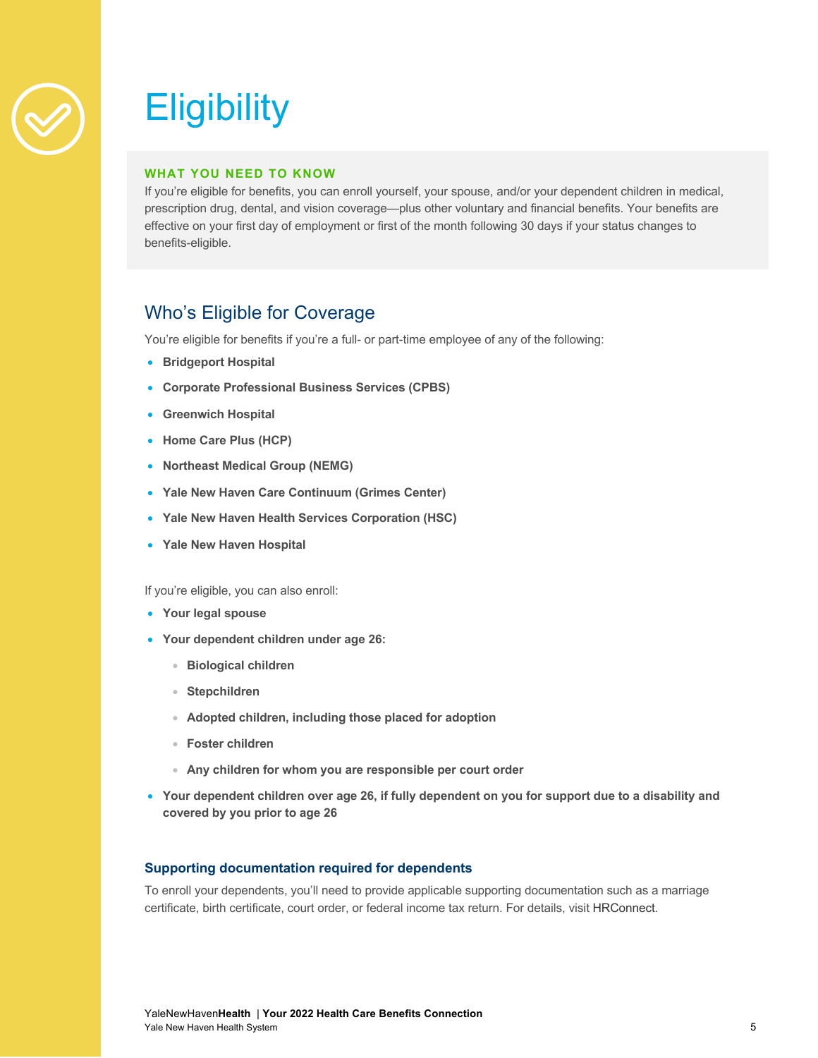# Eligibility

**WHAT YOU NEED TO KNOW**

If you're eligible for benefits, you can enroll yourself, your spouse, and/or your dependent children in medical, prescription drug, dental, and vision coverage—plus other voluntary and financial benefits. Your benefits are effective on your first day of employment or first of the month following 30 days if your status changes to benefits-eligible.

## Who's Eligible for Coverage

You're eligible for benefits if you're a full- or part-time employee of any of the following:

- **Bridgeport Hospital**
- **Corporate Professional Business Services (CPBS)**
- **Greenwich Hospital**
- **Home Care Plus (HCP)**
- **Northeast Medical Group (NEMG)**
- **Yale New Haven Care Continuum (Grimes Center)**
- **Yale New Haven Health Services Corporation (HSC)**
- **Yale New Haven Hospital**

If you're eligible, you can also enroll:

- **Your legal spouse**
- **Your dependent children under age 26:**
  - **Biological children**
  - **Stepchildren**
  - **Adopted children, including those placed for adoption**
  - **Foster children**
  - **Any children for whom you are responsible per court order**
- **Your dependent children over age 26, if fully dependent on you for support due to a disability and covered by you prior to age 26**

### Supporting documentation required for dependents

To enroll your dependents, you'll need to provide applicable supporting documentation such as a marriage certificate, birth certificate, court order, or federal income tax return. For details, visit HRConnect.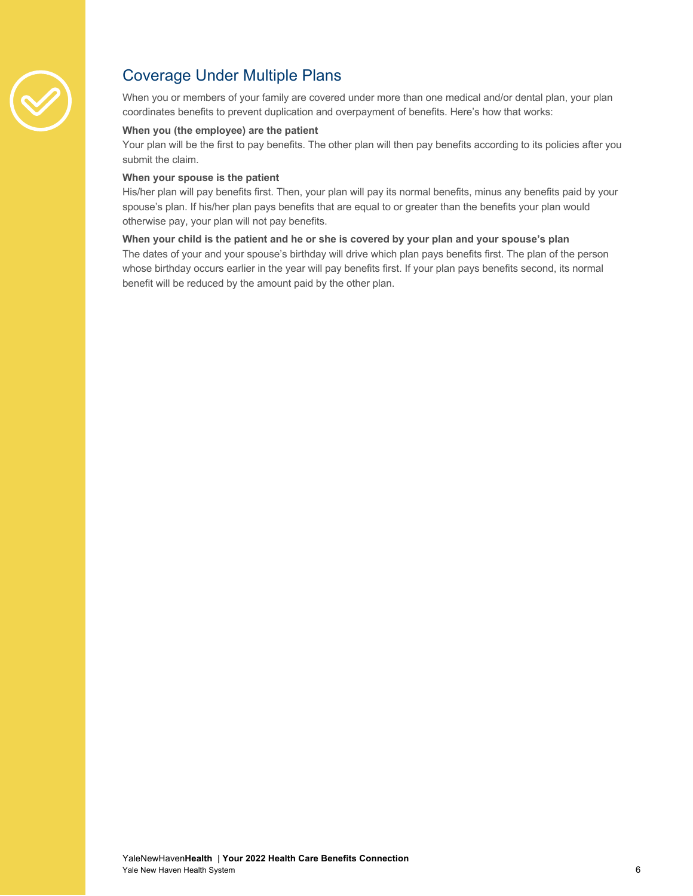## Coverage Under Multiple Plans

When you or members of your family are covered under more than one medical and/or dental plan, your plan coordinates benefits to prevent duplication and overpayment of benefits. Here's how that works:

**When you (the employee) are the patient**

Your plan will be the first to pay benefits. The other plan will then pay benefits according to its policies after you submit the claim.

**When your spouse is the patient**

His/her plan will pay benefits first. Then, your plan will pay its normal benefits, minus any benefits paid by your spouse's plan. If his/her plan pays benefits that are equal to or greater than the benefits your plan would otherwise pay, your plan will not pay benefits.

**When your child is the patient and he or she is covered by your plan and your spouse's plan**

The dates of your and your spouse's birthday will drive which plan pays benefits first. The plan of the person whose birthday occurs earlier in the year will pay benefits first. If your plan pays benefits second, its normal benefit will be reduced by the amount paid by the other plan.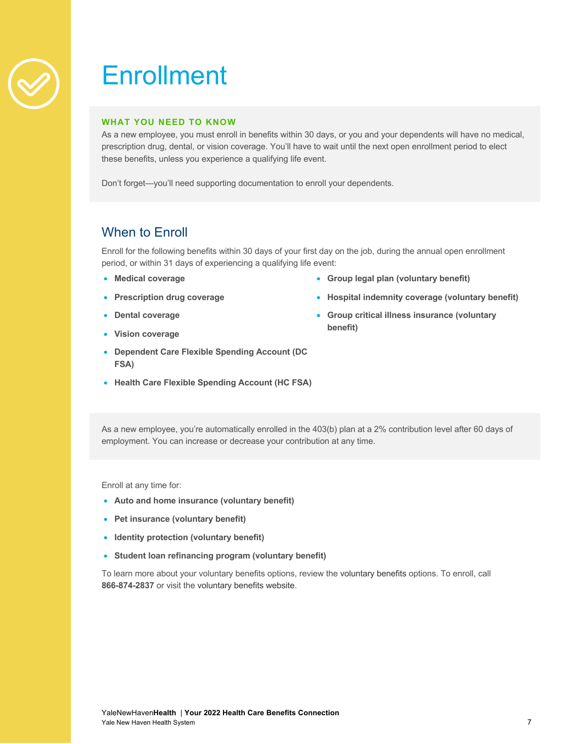# Enrollment

**WHAT YOU NEED TO KNOW**

As a new employee, you must enroll in benefits within 30 days, or you and your dependents will have no medical, prescription drug, dental, or vision coverage. You'll have to wait until the next open enrollment period to elect these benefits, unless you experience a qualifying life event.

Don't forget—you'll need supporting documentation to enroll your dependents.

## When to Enroll

Enroll for the following benefits within 30 days of your first day on the job, during the annual open enrollment period, or within 31 days of experiencing a qualifying life event:

- **Medical coverage**
- **Prescription drug coverage**
- **Dental coverage**
- **Vision coverage**
- **Dependent Care Flexible Spending Account (DC FSA)**
- **Health Care Flexible Spending Account (HC FSA)**
- **Group legal plan (voluntary benefit)**
- **Hospital indemnity coverage (voluntary benefit)**
- **Group critical illness insurance (voluntary benefit)**

As a new employee, you're automatically enrolled in the 403(b) plan at a 2% contribution level after 60 days of employment. You can increase or decrease your contribution at any time.

Enroll at any time for:

- **Auto and home insurance (voluntary benefit)**
- **Pet insurance (voluntary benefit)**
- **Identity protection (voluntary benefit)**
- **Student loan refinancing program (voluntary benefit)**

To learn more about your voluntary benefits options, review the voluntary benefits options. To enroll, call **866-874-2837** or visit the voluntary benefits website.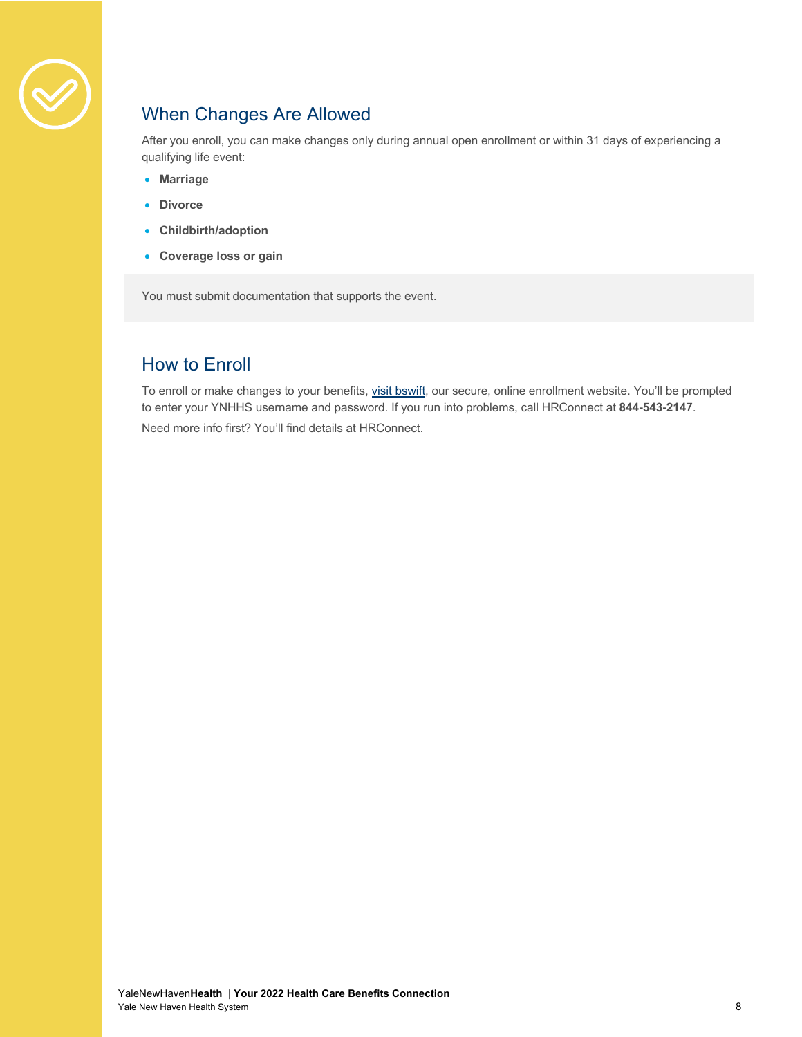## When Changes Are Allowed

After you enroll, you can make changes only during annual open enrollment or within 31 days of experiencing a qualifying life event:

- **Marriage**
- **Divorce**
- **Childbirth/adoption**
- **Coverage loss or gain**

You must submit documentation that supports the event.

## How to Enroll

To enroll or make changes to your benefits, visit bswift, our secure, online enrollment website. You'll be prompted to enter your YNHHS username and password. If you run into problems, call HRConnect at **844-543-2147**.

Need more info first? You'll find details at HRConnect.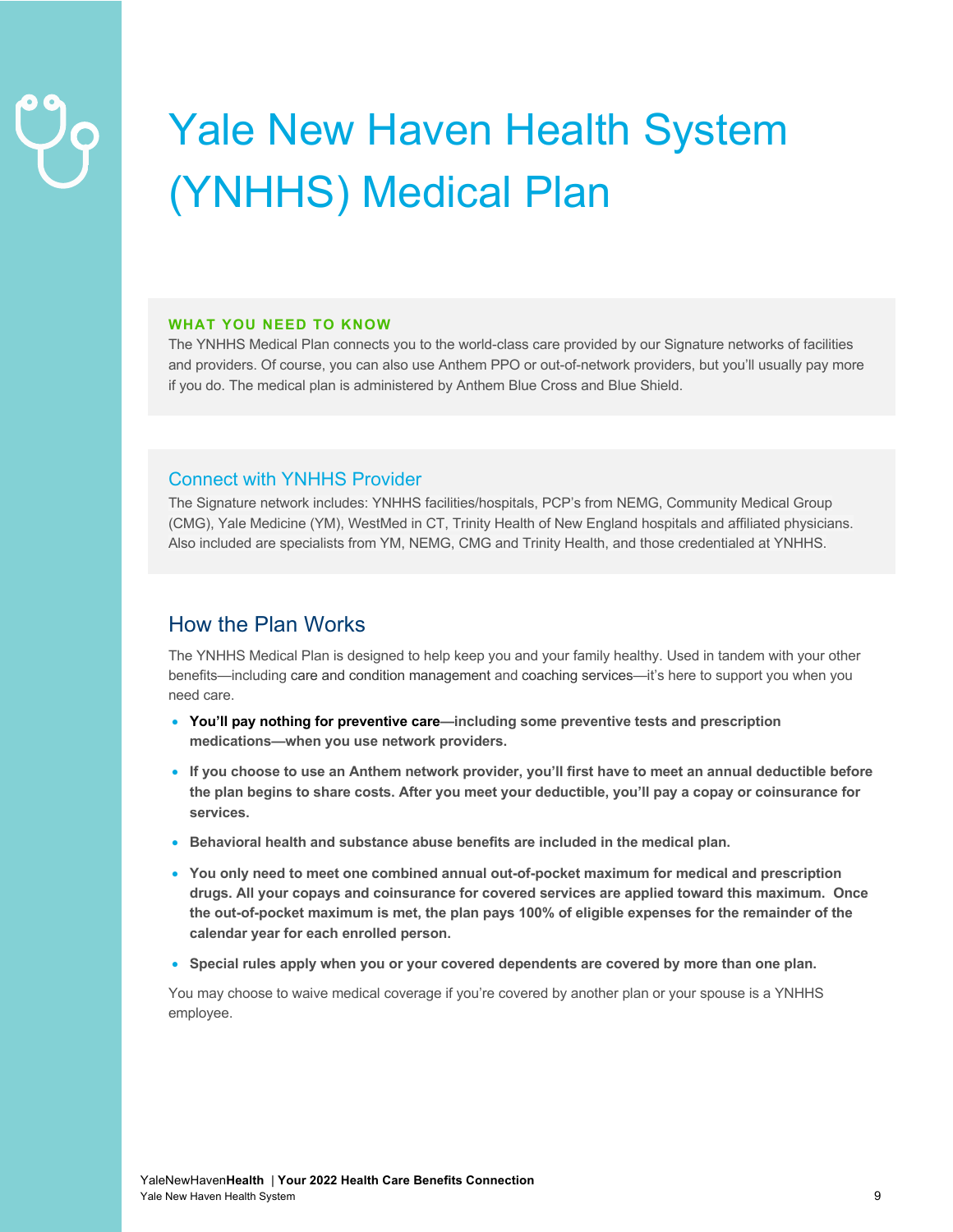# Yale New Haven Health System (YNHHS) Medical Plan

**WHAT YOU NEED TO KNOW**

The YNHHS Medical Plan connects you to the world-class care provided by our Signature networks of facilities and providers. Of course, you can also use Anthem PPO or out-of-network providers, but you'll usually pay more if you do. The medical plan is administered by Anthem Blue Cross and Blue Shield.

## Connect with YNHHS Provider

The Signature network includes: YNHHS facilities/hospitals, PCP's from NEMG, Community Medical Group (CMG), Yale Medicine (YM), WestMed in CT, Trinity Health of New England hospitals and affiliated physicians. Also included are specialists from YM, NEMG, CMG and Trinity Health, and those credentialed at YNHHS.

## How the Plan Works

The YNHHS Medical Plan is designed to help keep you and your family healthy. Used in tandem with your other benefits—including care and condition management and coaching services—it's here to support you when you need care.

- **You'll pay nothing for preventive care—including some preventive tests and prescription medications—when you use network providers.**
- **If you choose to use an Anthem network provider, you'll first have to meet an annual deductible before the plan begins to share costs. After you meet your deductible, you'll pay a copay or coinsurance for services.**
- **Behavioral health and substance abuse benefits are included in the medical plan.**
- **You only need to meet one combined annual out-of-pocket maximum for medical and prescription drugs. All your copays and coinsurance for covered services are applied toward this maximum. Once the out-of-pocket maximum is met, the plan pays 100% of eligible expenses for the remainder of the calendar year for each enrolled person.**
- **Special rules apply when you or your covered dependents are covered by more than one plan.**

You may choose to waive medical coverage if you're covered by another plan or your spouse is a YNHHS employee.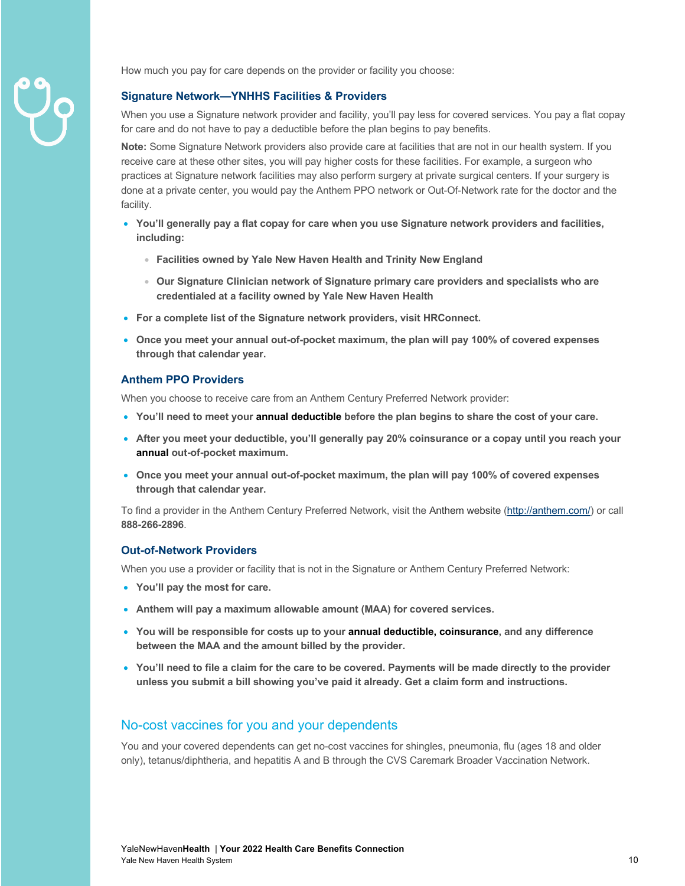How much you pay for care depends on the provider or facility you choose:

### Signature Network—YNHHS Facilities & Providers

When you use a Signature network provider and facility, you'll pay less for covered services. You pay a flat copay for care and do not have to pay a deductible before the plan begins to pay benefits.

**Note:** Some Signature Network providers also provide care at facilities that are not in our health system. If you receive care at these other sites, you will pay higher costs for these facilities. For example, a surgeon who practices at Signature network facilities may also perform surgery at private surgical centers. If your surgery is done at a private center, you would pay the Anthem PPO network or Out-Of-Network rate for the doctor and the facility.

- **You'll generally pay a flat copay for care when you use Signature network providers and facilities, including:**
  - **Facilities owned by Yale New Haven Health and Trinity New England**
  - **Our Signature Clinician network of Signature primary care providers and specialists who are credentialed at a facility owned by Yale New Haven Health**
- **For a complete list of the Signature network providers, visit HRConnect.**
- **Once you meet your annual out-of-pocket maximum, the plan will pay 100% of covered expenses through that calendar year.**

### Anthem PPO Providers

When you choose to receive care from an Anthem Century Preferred Network provider:

- **You'll need to meet your annual deductible before the plan begins to share the cost of your care.**
- **After you meet your deductible, you'll generally pay 20% coinsurance or a copay until you reach your annual out-of-pocket maximum.**
- **Once you meet your annual out-of-pocket maximum, the plan will pay 100% of covered expenses through that calendar year.**

To find a provider in the Anthem Century Preferred Network, visit the Anthem website (http://anthem.com/) or call **888-266-2896**.

### Out-of-Network Providers

When you use a provider or facility that is not in the Signature or Anthem Century Preferred Network:

- **You'll pay the most for care.**
- **Anthem will pay a maximum allowable amount (MAA) for covered services.**
- **You will be responsible for costs up to your annual deductible, coinsurance, and any difference between the MAA and the amount billed by the provider.**
- **You'll need to file a claim for the care to be covered. Payments will be made directly to the provider unless you submit a bill showing you've paid it already. Get a claim form and instructions.**

## No-cost vaccines for you and your dependents

You and your covered dependents can get no-cost vaccines for shingles, pneumonia, flu (ages 18 and older only), tetanus/diphtheria, and hepatitis A and B through the CVS Caremark Broader Vaccination Network.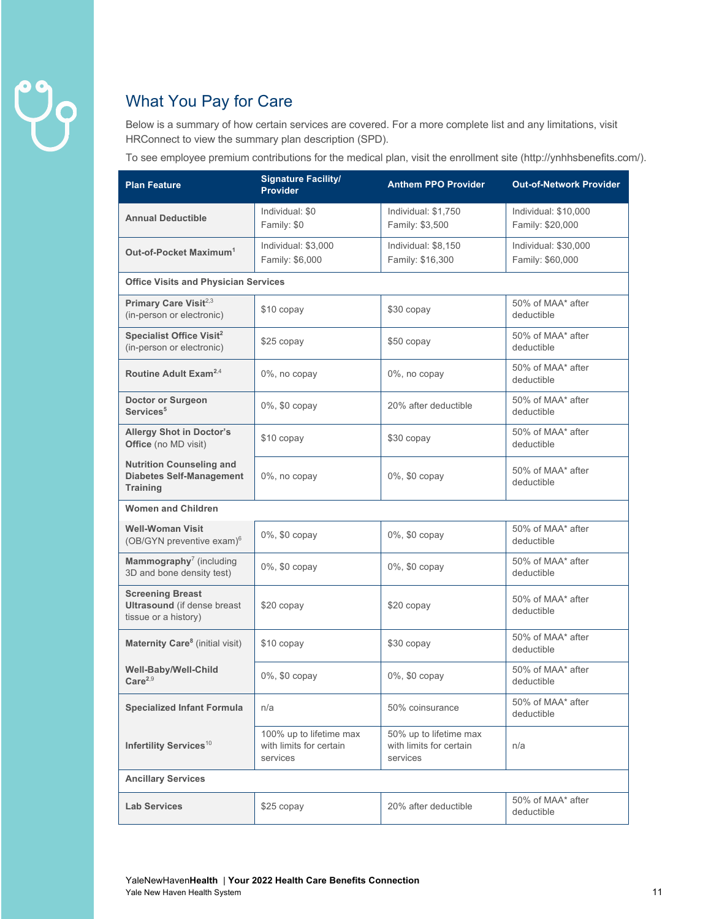## What You Pay for Care

Below is a summary of how certain services are covered. For a more complete list and any limitations, visit HRConnect to view the summary plan description (SPD).

To see employee premium contributions for the medical plan, visit the enrollment site (http://ynhhsbenefits.com/).

| Plan Feature | Signature Facility/ Provider | Anthem PPO Provider | Out-of-Network Provider |
|---|---|---|---|
| **Annual Deductible** | Individual: $0<br>Family: $0 | Individual: $1,750<br>Family: $3,500 | Individual: $10,000<br>Family: $20,000 |
| **Out-of-Pocket Maximum**[1] | Individual: $3,000<br>Family: $6,000 | Individual: $8,150<br>Family: $16,300 | Individual: $30,000<br>Family: $60,000 |
| **Office Visits and Physician Services** | | | |
| **Primary Care Visit**[2,3] (in-person or electronic) | $10 copay | $30 copay | 50% of MAA* after deductible |
| **Specialist Office Visit**[2] (in-person or electronic) | $25 copay | $50 copay | 50% of MAA* after deductible |
| **Routine Adult Exam**[2,4] | 0%, no copay | 0%, no copay | 50% of MAA* after deductible |
| **Doctor or Surgeon Services**[5] | 0%, $0 copay | 20% after deductible | 50% of MAA* after deductible |
| **Allergy Shot in Doctor's Office** (no MD visit) | $10 copay | $30 copay | 50% of MAA* after deductible |
| **Nutrition Counseling and Diabetes Self-Management Training** | 0%, no copay | 0%, $0 copay | 50% of MAA* after deductible |
| **Women and Children** | | | |
| **Well-Woman Visit** (OB/GYN preventive exam)[6] | 0%, $0 copay | 0%, $0 copay | 50% of MAA* after deductible |
| **Mammography**[7] (including 3D and bone density test) | 0%, $0 copay | 0%, $0 copay | 50% of MAA* after deductible |
| **Screening Breast Ultrasound** (if dense breast tissue or a history) | $20 copay | $20 copay | 50% of MAA* after deductible |
| **Maternity Care**[8] (initial visit) | $10 copay | $30 copay | 50% of MAA* after deductible |
| **Well-Baby/Well-Child Care**[2,9] | 0%, $0 copay | 0%, $0 copay | 50% of MAA* after deductible |
| **Specialized Infant Formula** | n/a | 50% coinsurance | 50% of MAA* after deductible |
| **Infertility Services**[10] | 100% up to lifetime max with limits for certain services | 50% up to lifetime max with limits for certain services | n/a |
| **Ancillary Services** | | | |
| **Lab Services** | $25 copay | 20% after deductible | 50% of MAA* after deductible |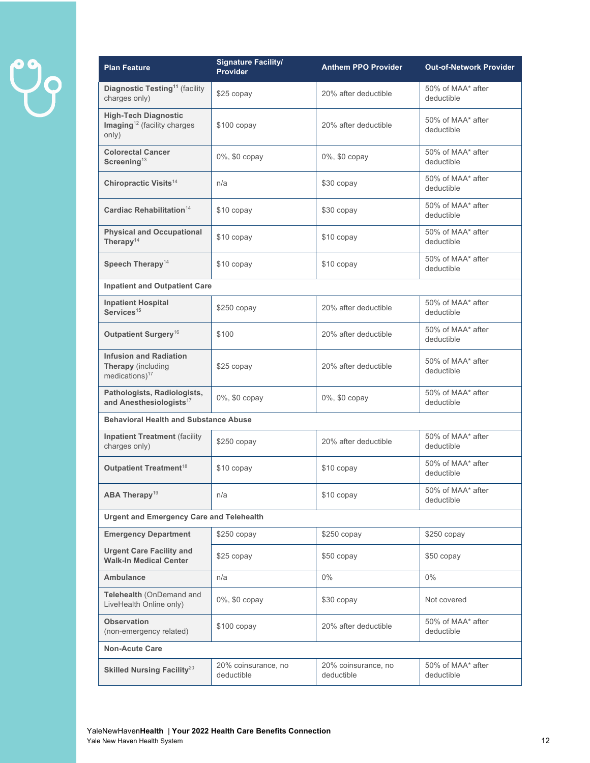| Plan Feature | Signature Facility/ Provider | Anthem PPO Provider | Out-of-Network Provider |
|---|---|---|---|
| **Diagnostic Testing**[11] (facility charges only) | $25 copay | 20% after deductible | 50% of MAA* after deductible |
| **High-Tech Diagnostic Imaging**[12] (facility charges only) | $100 copay | 20% after deductible | 50% of MAA* after deductible |
| **Colorectal Cancer Screening**[13] | 0%, $0 copay | 0%, $0 copay | 50% of MAA* after deductible |
| **Chiropractic Visits**[14] | n/a | $30 copay | 50% of MAA* after deductible |
| **Cardiac Rehabilitation**[14] | $10 copay | $30 copay | 50% of MAA* after deductible |
| **Physical and Occupational Therapy**[14] | $10 copay | $10 copay | 50% of MAA* after deductible |
| **Speech Therapy**[14] | $10 copay | $10 copay | 50% of MAA* after deductible |
| **Inpatient and Outpatient Care** | | | |
| **Inpatient Hospital Services**[15] | $250 copay | 20% after deductible | 50% of MAA* after deductible |
| **Outpatient Surgery**[16] | $100 | 20% after deductible | 50% of MAA* after deductible |
| **Infusion and Radiation Therapy** (including medications)[17] | $25 copay | 20% after deductible | 50% of MAA* after deductible |
| **Pathologists, Radiologists, and Anesthesiologists**[17] | 0%, $0 copay | 0%, $0 copay | 50% of MAA* after deductible |
| **Behavioral Health and Substance Abuse** | | | |
| **Inpatient Treatment** (facility charges only) | $250 copay | 20% after deductible | 50% of MAA* after deductible |
| **Outpatient Treatment**[18] | $10 copay | $10 copay | 50% of MAA* after deductible |
| **ABA Therapy**[19] | n/a | $10 copay | 50% of MAA* after deductible |
| **Urgent and Emergency Care and Telehealth** | | | |
| **Emergency Department** | $250 copay | $250 copay | $250 copay |
| **Urgent Care Facility and Walk-In Medical Center** | $25 copay | $50 copay | $50 copay |
| **Ambulance** | n/a | 0% | 0% |
| **Telehealth** (OnDemand and LiveHealth Online only) | 0%, $0 copay | $30 copay | Not covered |
| **Observation** (non-emergency related) | $100 copay | 20% after deductible | 50% of MAA* after deductible |
| **Non-Acute Care** | | | |
| **Skilled Nursing Facility**[20] | 20% coinsurance, no deductible | 20% coinsurance, no deductible | 50% of MAA* after deductible |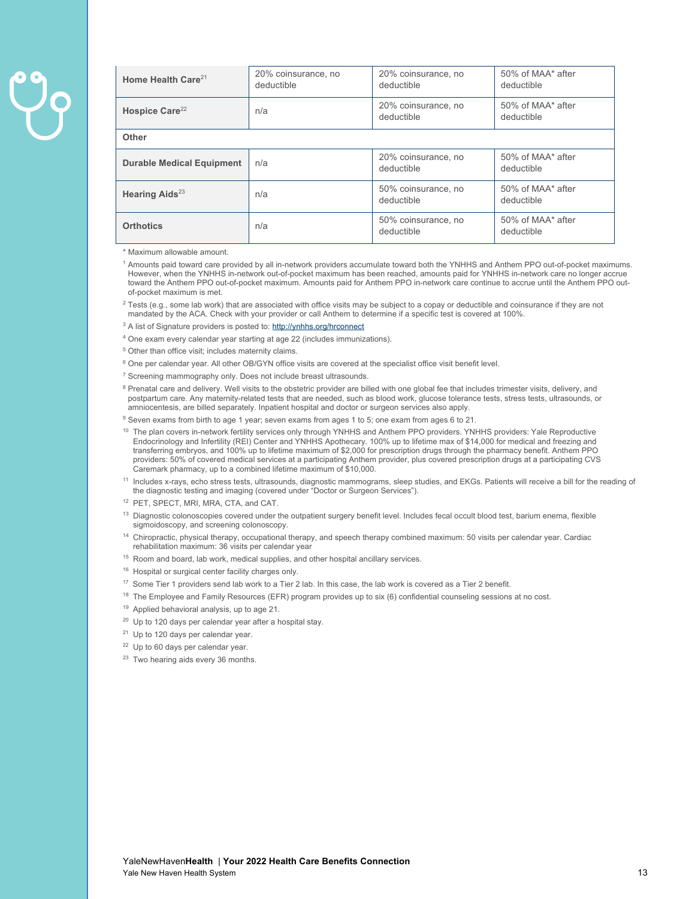| | | | |
|---|---|---|---|
| **Home Health Care**[21] | 20% coinsurance, no deductible | 20% coinsurance, no deductible | 50% of MAA* after deductible |
| **Hospice Care**[22] | n/a | 20% coinsurance, no deductible | 50% of MAA* after deductible |
| **Other** | | | |
| **Durable Medical Equipment** | n/a | 20% coinsurance, no deductible | 50% of MAA* after deductible |
| **Hearing Aids**[23] | n/a | 50% coinsurance, no deductible | 50% of MAA* after deductible |
| **Orthotics** | n/a | 50% coinsurance, no deductible | 50% of MAA* after deductible |

\* Maximum allowable amount.

[1] Amounts paid toward care provided by all in-network providers accumulate toward both the YNHHS and Anthem PPO out-of-pocket maximums. However, when the YNHHS in-network out-of-pocket maximum has been reached, amounts paid for YNHHS in-network care no longer accrue toward the Anthem PPO out-of-pocket maximum. Amounts paid for Anthem PPO in-network care continue to accrue until the Anthem PPO out-of-pocket maximum is met.

[2] Tests (e.g., some lab work) that are associated with office visits may be subject to a copay or deductible and coinsurance if they are not mandated by the ACA. Check with your provider or call Anthem to determine if a specific test is covered at 100%.

[3] A list of Signature providers is posted to: http://ynhhs.org/hrconnect

[4] One exam every calendar year starting at age 22 (includes immunizations).

[5] Other than office visit; includes maternity claims.

[6] One per calendar year. All other OB/GYN office visits are covered at the specialist office visit benefit level.

[7] Screening mammography only. Does not include breast ultrasounds.

[8] Prenatal care and delivery. Well visits to the obstetric provider are billed with one global fee that includes trimester visits, delivery, and postpartum care. Any maternity-related tests that are needed, such as blood work, glucose tolerance tests, stress tests, ultrasounds, or amniocentesis, are billed separately. Inpatient hospital and doctor or surgeon services also apply.

[9] Seven exams from birth to age 1 year; seven exams from ages 1 to 5; one exam from ages 6 to 21.

[10] The plan covers in-network fertility services only through YNHHS and Anthem PPO providers. YNHHS providers: Yale Reproductive Endocrinology and Infertility (REI) Center and YNHHS Apothecary. 100% up to lifetime max of $14,000 for medical and freezing and transferring embryos, and 100% up to lifetime maximum of $2,000 for prescription drugs through the pharmacy benefit. Anthem PPO providers: 50% of covered medical services at a participating Anthem provider, plus covered prescription drugs at a participating CVS Caremark pharmacy, up to a combined lifetime maximum of $10,000.

[11] Includes x-rays, echo stress tests, ultrasounds, diagnostic mammograms, sleep studies, and EKGs. Patients will receive a bill for the reading of the diagnostic testing and imaging (covered under "Doctor or Surgeon Services").

[12] PET, SPECT, MRI, MRA, CTA, and CAT.

[13] Diagnostic colonoscopies covered under the outpatient surgery benefit level. Includes fecal occult blood test, barium enema, flexible sigmoidoscopy, and screening colonoscopy.

[14] Chiropractic, physical therapy, occupational therapy, and speech therapy combined maximum: 50 visits per calendar year. Cardiac rehabilitation maximum: 36 visits per calendar year

[15] Room and board, lab work, medical supplies, and other hospital ancillary services.

[16] Hospital or surgical center facility charges only.

[17] Some Tier 1 providers send lab work to a Tier 2 lab. In this case, the lab work is covered as a Tier 2 benefit.

[18] The Employee and Family Resources (EFR) program provides up to six (6) confidential counseling sessions at no cost.

[19] Applied behavioral analysis, up to age 21.

[20] Up to 120 days per calendar year after a hospital stay.

[21] Up to 120 days per calendar year.

[22] Up to 60 days per calendar year.

[23] Two hearing aids every 36 months.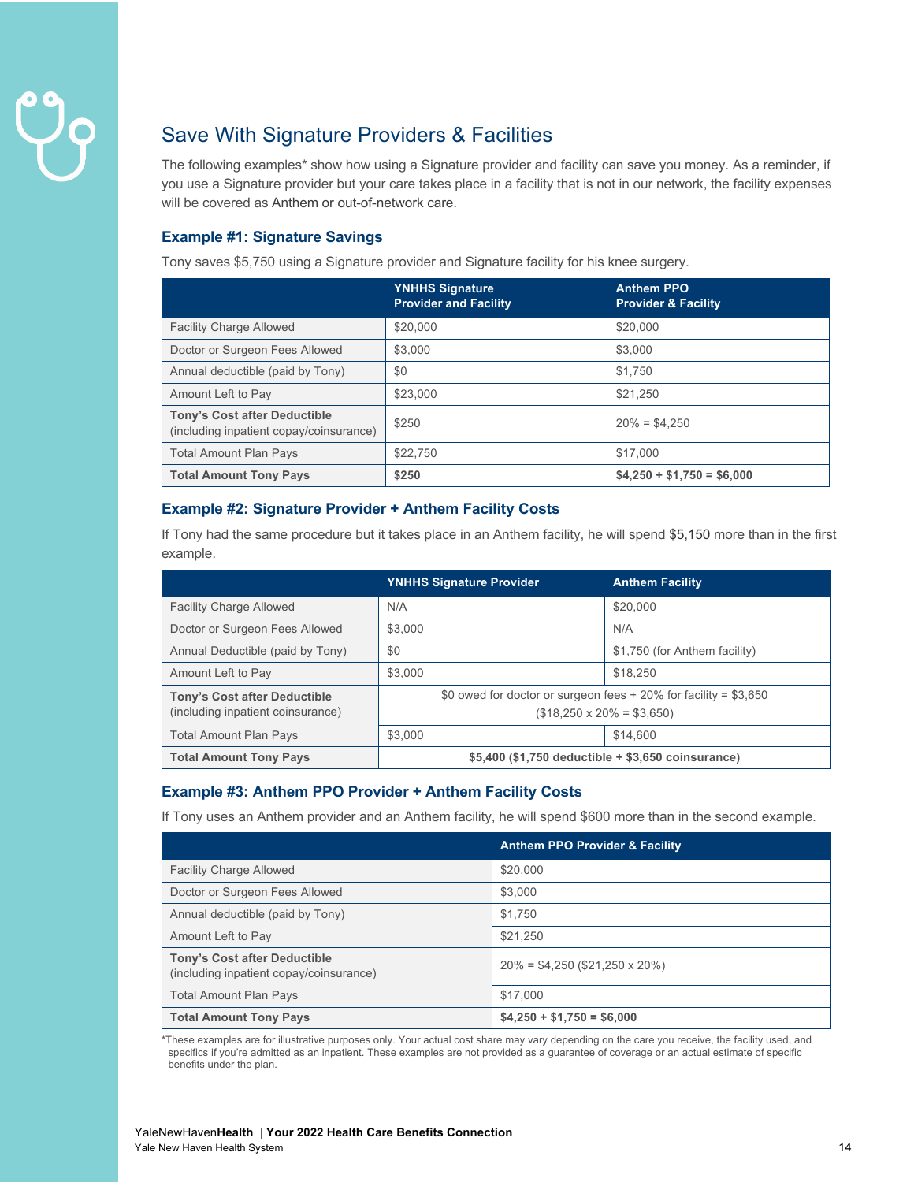## Save With Signature Providers & Facilities

The following examples* show how using a Signature provider and facility can save you money. As a reminder, if you use a Signature provider but your care takes place in a facility that is not in our network, the facility expenses will be covered as Anthem or out-of-network care.

### Example #1: Signature Savings

Tony saves $5,750 using a Signature provider and Signature facility for his knee surgery.

| | YNHHS Signature Provider and Facility | Anthem PPO Provider & Facility |
|---|---|---|
| Facility Charge Allowed | $20,000 | $20,000 |
| Doctor or Surgeon Fees Allowed | $3,000 | $3,000 |
| Annual deductible (paid by Tony) | $0 | $1,750 |
| Amount Left to Pay | $23,000 | $21,250 |
| **Tony's Cost after Deductible** (including inpatient copay/coinsurance) | $250 | 20% = $4,250 |
| Total Amount Plan Pays | $22,750 | $17,000 |
| **Total Amount Tony Pays** | **$250** | **$4,250 + $1,750 = $6,000** |

### Example #2: Signature Provider + Anthem Facility Costs

If Tony had the same procedure but it takes place in an Anthem facility, he will spend $5,150 more than in the first example.

| | YNHHS Signature Provider | Anthem Facility |
|---|---|---|
| Facility Charge Allowed | N/A | $20,000 |
| Doctor or Surgeon Fees Allowed | $3,000 | N/A |
| Annual Deductible (paid by Tony) | $0 | $1,750 (for Anthem facility) |
| Amount Left to Pay | $3,000 | $18,250 |
| **Tony's Cost after Deductible** (including inpatient coinsurance) | $0 owed for doctor or surgeon fees + 20% for facility = $3,650 ($18,250 x 20% = $3,650) | |
| Total Amount Plan Pays | $3,000 | $14,600 |
| **Total Amount Tony Pays** | **$5,400 ($1,750 deductible + $3,650 coinsurance)** | |

### Example #3: Anthem PPO Provider + Anthem Facility Costs

If Tony uses an Anthem provider and an Anthem facility, he will spend $600 more than in the second example.

| | Anthem PPO Provider & Facility |
|---|---|
| Facility Charge Allowed | $20,000 |
| Doctor or Surgeon Fees Allowed | $3,000 |
| Annual deductible (paid by Tony) | $1,750 |
| Amount Left to Pay | $21,250 |
| **Tony's Cost after Deductible** (including inpatient copay/coinsurance) | 20% = $4,250 ($21,250 x 20%) |
| Total Amount Plan Pays | $17,000 |
| **Total Amount Tony Pays** | **$4,250 + $1,750 = $6,000** |

*These examples are for illustrative purposes only. Your actual cost share may vary depending on the care you receive, the facility used, and specifics if you're admitted as an inpatient. These examples are not provided as a guarantee of coverage or an actual estimate of specific benefits under the plan.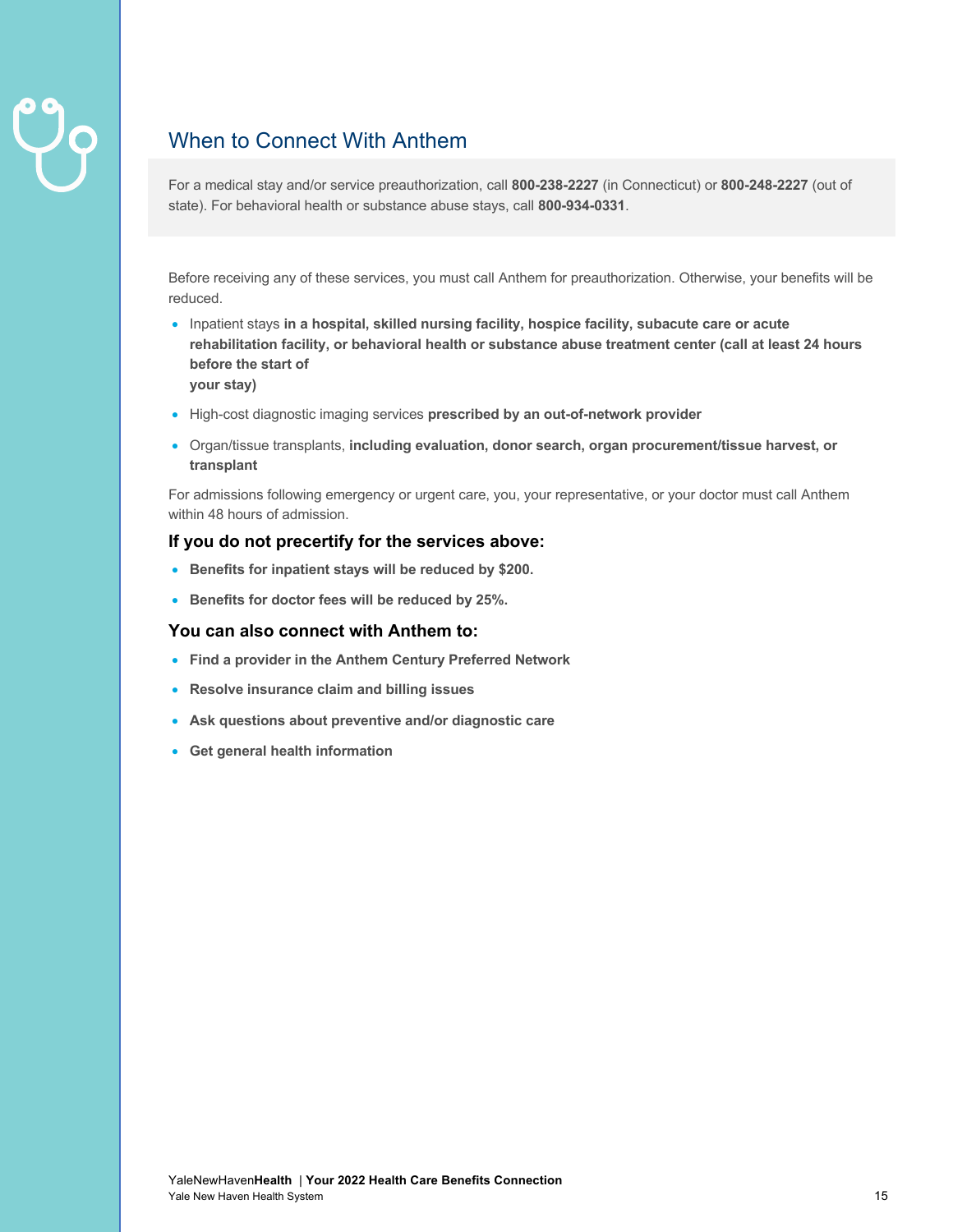## When to Connect With Anthem

For a medical stay and/or service preauthorization, call **800-238-2227** (in Connecticut) or **800-248-2227** (out of state). For behavioral health or substance abuse stays, call **800-934-0331**.

Before receiving any of these services, you must call Anthem for preauthorization. Otherwise, your benefits will be reduced.

- Inpatient stays **in a hospital, skilled nursing facility, hospice facility, subacute care or acute rehabilitation facility, or behavioral health or substance abuse treatment center (call at least 24 hours before the start of your stay)**
- High-cost diagnostic imaging services **prescribed by an out-of-network provider**
- Organ/tissue transplants, **including evaluation, donor search, organ procurement/tissue harvest, or transplant**

For admissions following emergency or urgent care, you, your representative, or your doctor must call Anthem within 48 hours of admission.

### If you do not precertify for the services above:

- **Benefits for inpatient stays will be reduced by $200.**
- **Benefits for doctor fees will be reduced by 25%.**

### You can also connect with Anthem to:

- **Find a provider in the Anthem Century Preferred Network**
- **Resolve insurance claim and billing issues**
- **Ask questions about preventive and/or diagnostic care**
- **Get general health information**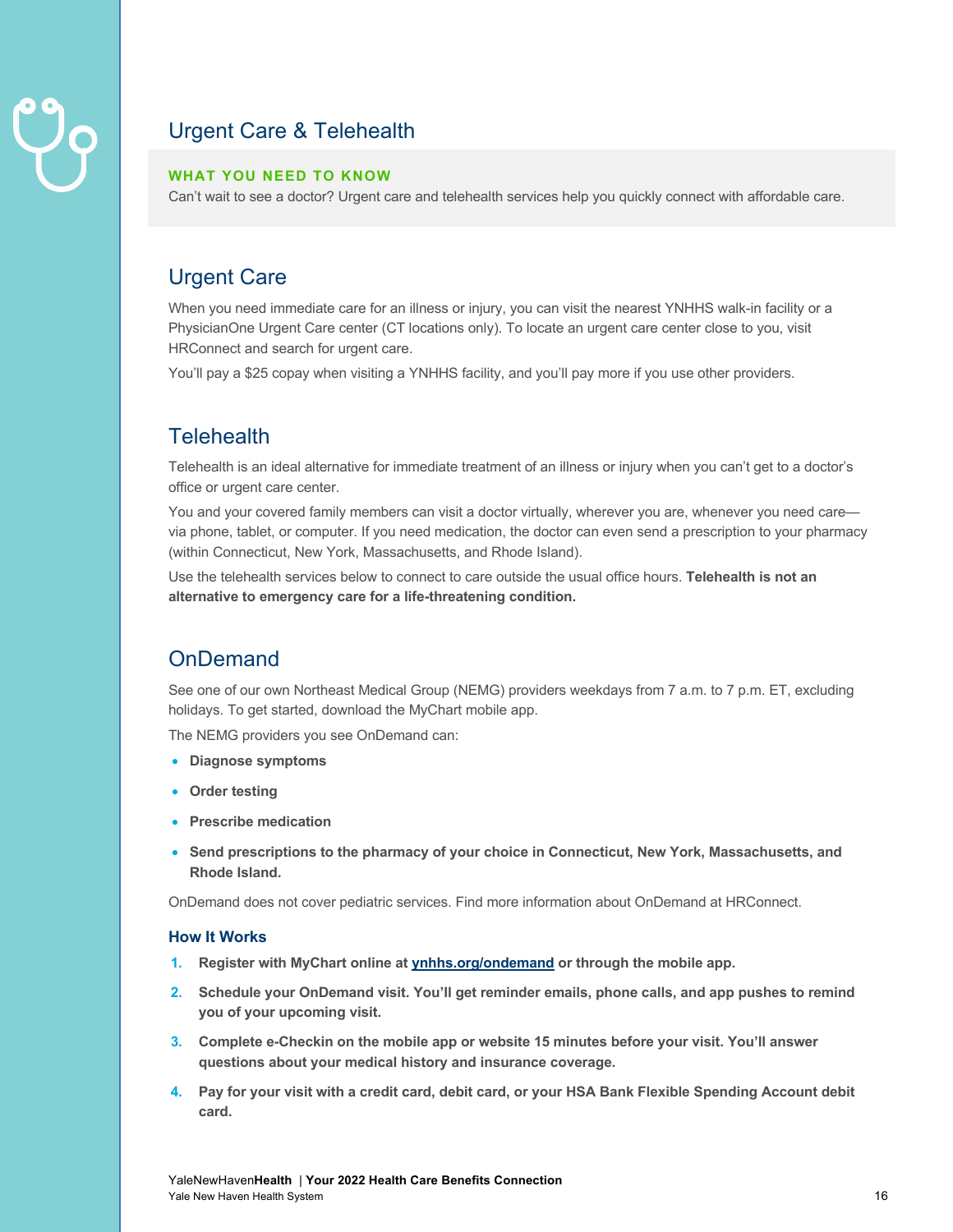# Urgent Care & Telehealth

**WHAT YOU NEED TO KNOW**

Can't wait to see a doctor? Urgent care and telehealth services help you quickly connect with affordable care.

## Urgent Care

When you need immediate care for an illness or injury, you can visit the nearest YNHHS walk-in facility or a PhysicianOne Urgent Care center (CT locations only). To locate an urgent care center close to you, visit HRConnect and search for urgent care.

You'll pay a $25 copay when visiting a YNHHS facility, and you'll pay more if you use other providers.

## Telehealth

Telehealth is an ideal alternative for immediate treatment of an illness or injury when you can't get to a doctor's office or urgent care center.

You and your covered family members can visit a doctor virtually, wherever you are, whenever you need care—via phone, tablet, or computer. If you need medication, the doctor can even send a prescription to your pharmacy (within Connecticut, New York, Massachusetts, and Rhode Island).

Use the telehealth services below to connect to care outside the usual office hours. **Telehealth is not an alternative to emergency care for a life-threatening condition.**

## OnDemand

See one of our own Northeast Medical Group (NEMG) providers weekdays from 7 a.m. to 7 p.m. ET, excluding holidays. To get started, download the MyChart mobile app.

The NEMG providers you see OnDemand can:

- **Diagnose symptoms**
- **Order testing**
- **Prescribe medication**
- **Send prescriptions to the pharmacy of your choice in Connecticut, New York, Massachusetts, and Rhode Island.**

OnDemand does not cover pediatric services. Find more information about OnDemand at HRConnect.

### How It Works

1. **Register with MyChart online at ynhhs.org/ondemand or through the mobile app.**
2. **Schedule your OnDemand visit. You'll get reminder emails, phone calls, and app pushes to remind you of your upcoming visit.**
3. **Complete e-Checkin on the mobile app or website 15 minutes before your visit. You'll answer questions about your medical history and insurance coverage.**
4. **Pay for your visit with a credit card, debit card, or your HSA Bank Flexible Spending Account debit card.**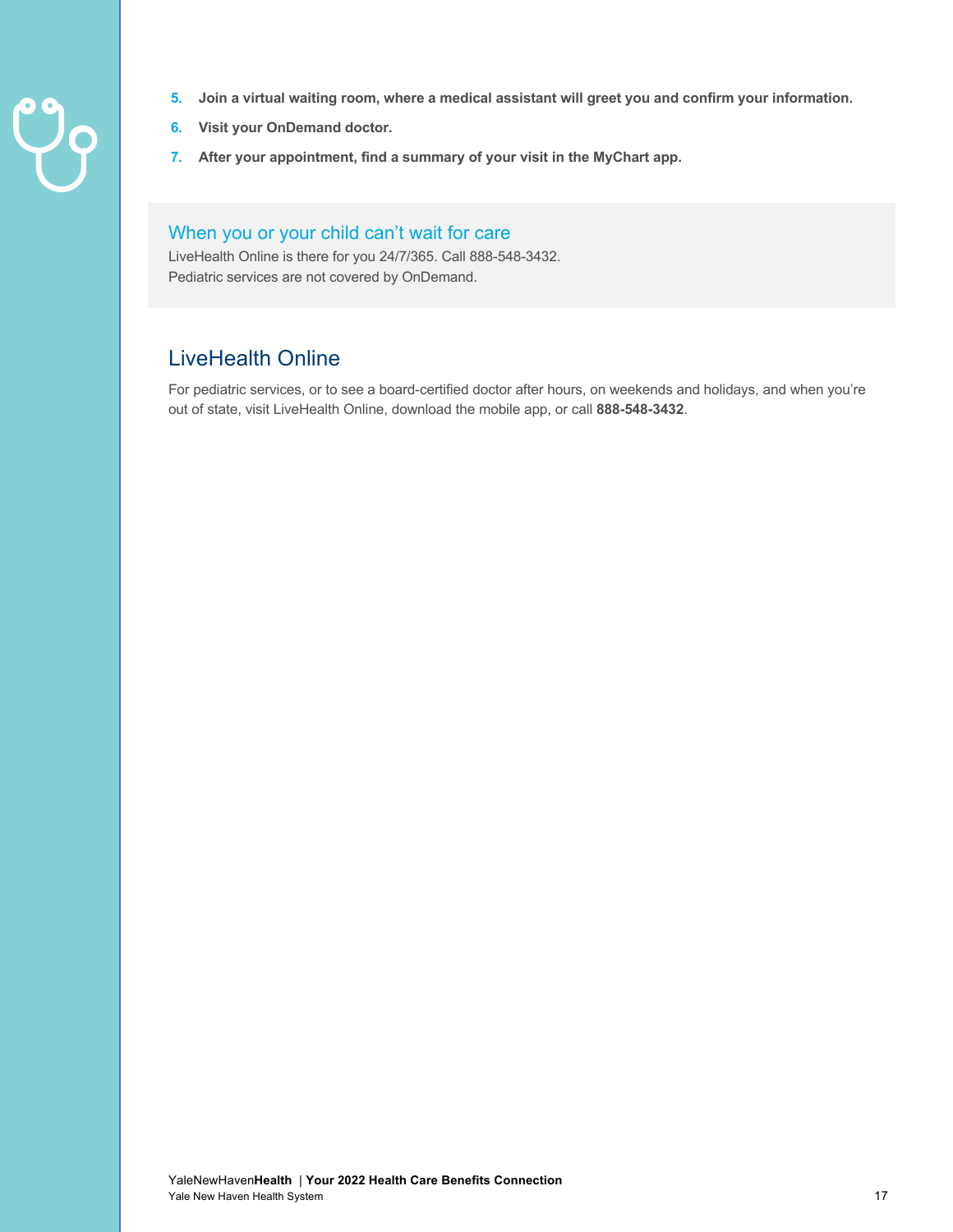5. **Join a virtual waiting room, where a medical assistant will greet you and confirm your information.**
6. **Visit your OnDemand doctor.**
7. **After your appointment, find a summary of your visit in the MyChart app.**

### When you or your child can't wait for care

LiveHealth Online is there for you 24/7/365. Call 888-548-3432.
Pediatric services are not covered by OnDemand.

## LiveHealth Online

For pediatric services, or to see a board-certified doctor after hours, on weekends and holidays, and when you're out of state, visit LiveHealth Online, download the mobile app, or call **888-548-3432**.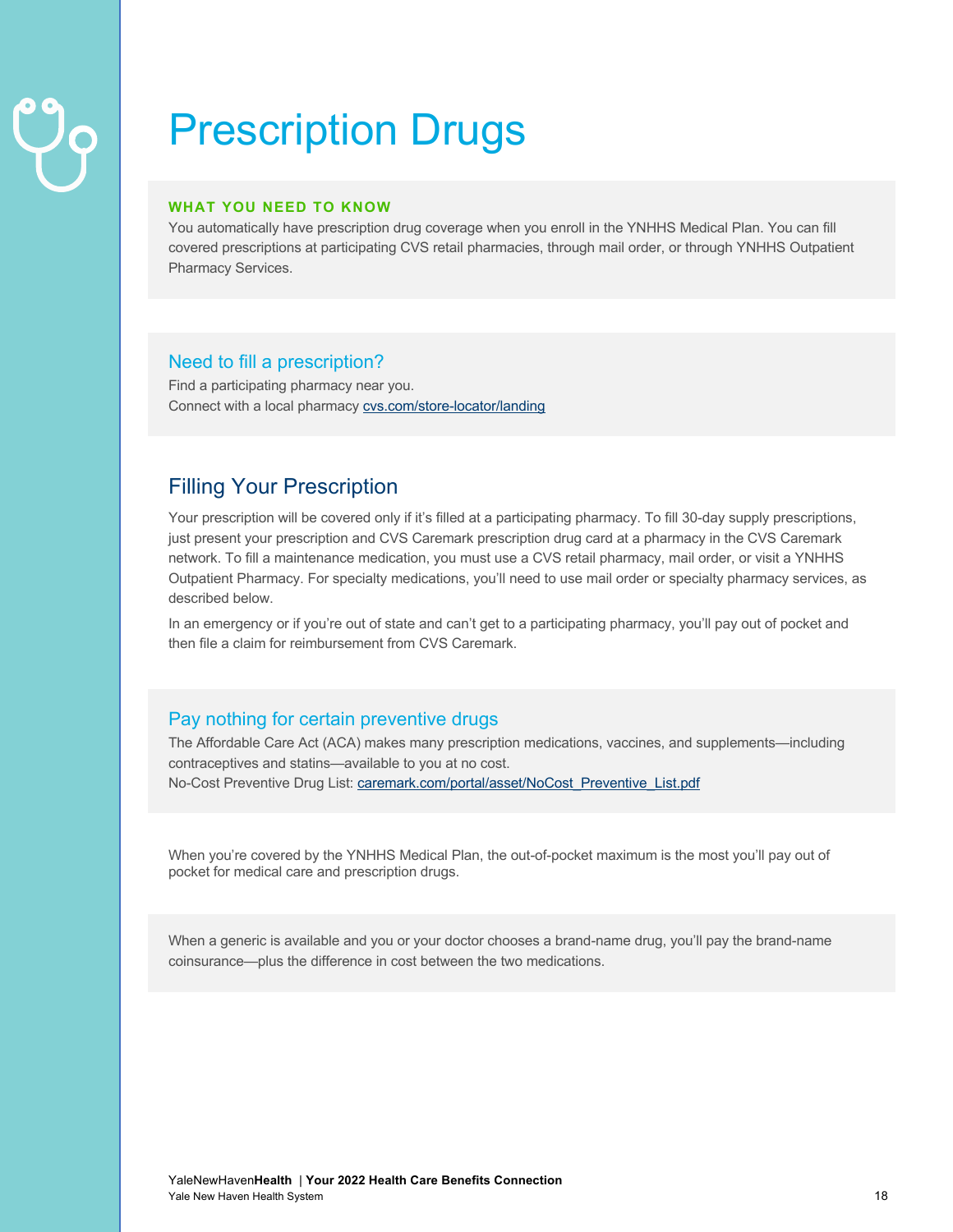# Prescription Drugs

**WHAT YOU NEED TO KNOW**

You automatically have prescription drug coverage when you enroll in the YNHHS Medical Plan. You can fill covered prescriptions at participating CVS retail pharmacies, through mail order, or through YNHHS Outpatient Pharmacy Services.

### Need to fill a prescription?

Find a participating pharmacy near you.
Connect with a local pharmacy [cvs.com/store-locator/landing](cvs.com/store-locator/landing)

## Filling Your Prescription

Your prescription will be covered only if it's filled at a participating pharmacy. To fill 30-day supply prescriptions, just present your prescription and CVS Caremark prescription drug card at a pharmacy in the CVS Caremark network. To fill a maintenance medication, you must use a CVS retail pharmacy, mail order, or visit a YNHHS Outpatient Pharmacy. For specialty medications, you'll need to use mail order or specialty pharmacy services, as described below.

In an emergency or if you're out of state and can't get to a participating pharmacy, you'll pay out of pocket and then file a claim for reimbursement from CVS Caremark.

### Pay nothing for certain preventive drugs

The Affordable Care Act (ACA) makes many prescription medications, vaccines, and supplements—including contraceptives and statins—available to you at no cost.
No-Cost Preventive Drug List: [caremark.com/portal/asset/NoCost_Preventive_List.pdf](caremark.com/portal/asset/NoCost_Preventive_List.pdf)

When you're covered by the YNHHS Medical Plan, the out-of-pocket maximum is the most you'll pay out of pocket for medical care and prescription drugs.

When a generic is available and you or your doctor chooses a brand-name drug, you'll pay the brand-name coinsurance—plus the difference in cost between the two medications.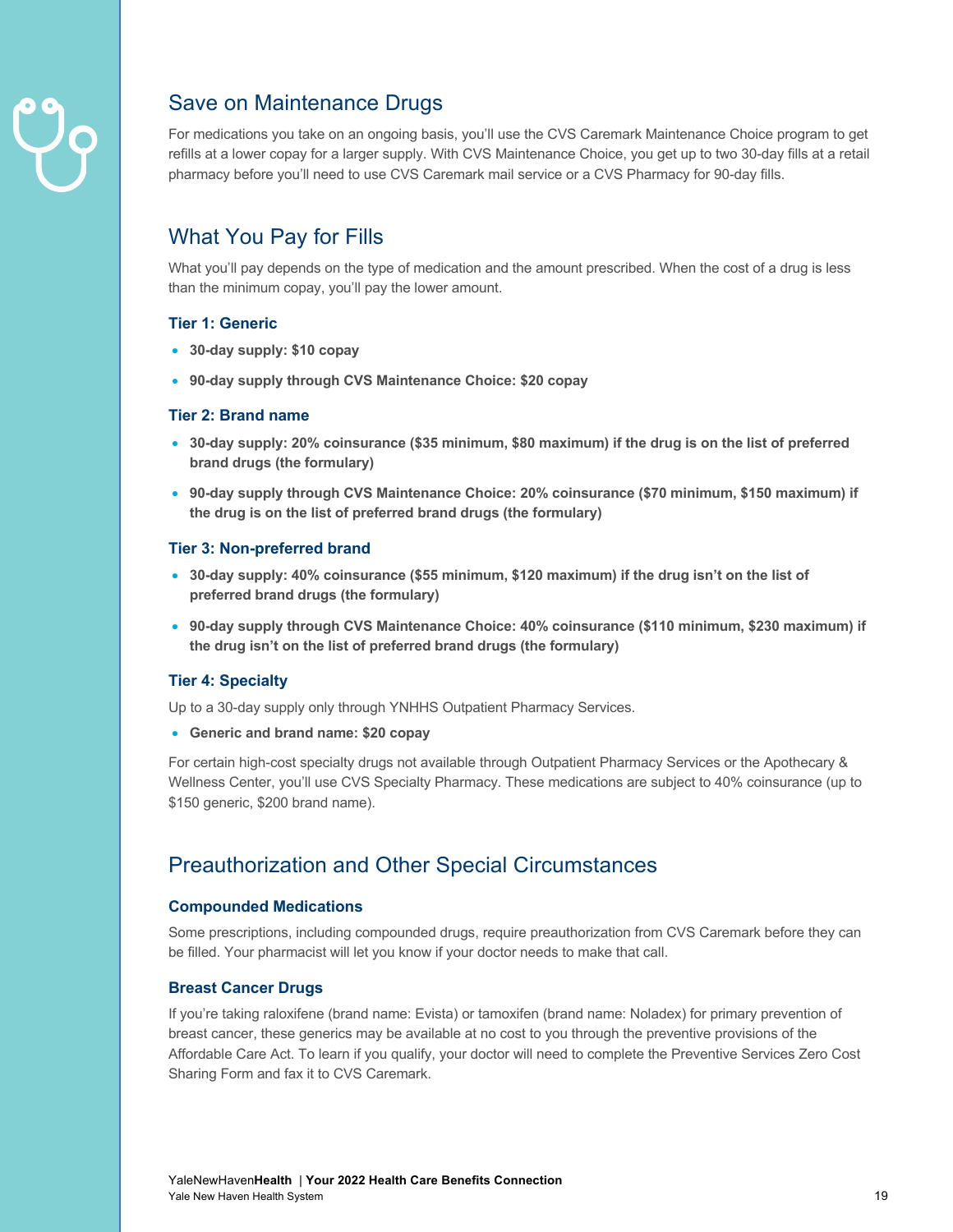## Save on Maintenance Drugs

For medications you take on an ongoing basis, you'll use the CVS Caremark Maintenance Choice program to get refills at a lower copay for a larger supply. With CVS Maintenance Choice, you get up to two 30-day fills at a retail pharmacy before you'll need to use CVS Caremark mail service or a CVS Pharmacy for 90-day fills.

## What You Pay for Fills

What you'll pay depends on the type of medication and the amount prescribed. When the cost of a drug is less than the minimum copay, you'll pay the lower amount.

### Tier 1: Generic

- **30-day supply: $10 copay**
- **90-day supply through CVS Maintenance Choice: $20 copay**

### Tier 2: Brand name

- **30-day supply: 20% coinsurance ($35 minimum, $80 maximum) if the drug is on the list of preferred brand drugs (the formulary)**
- **90-day supply through CVS Maintenance Choice: 20% coinsurance ($70 minimum, $150 maximum) if the drug is on the list of preferred brand drugs (the formulary)**

### Tier 3: Non-preferred brand

- **30-day supply: 40% coinsurance ($55 minimum, $120 maximum) if the drug isn't on the list of preferred brand drugs (the formulary)**
- **90-day supply through CVS Maintenance Choice: 40% coinsurance ($110 minimum, $230 maximum) if the drug isn't on the list of preferred brand drugs (the formulary)**

### Tier 4: Specialty

Up to a 30-day supply only through YNHHS Outpatient Pharmacy Services.

- **Generic and brand name: $20 copay**

For certain high-cost specialty drugs not available through Outpatient Pharmacy Services or the Apothecary & Wellness Center, you'll use CVS Specialty Pharmacy. These medications are subject to 40% coinsurance (up to $150 generic, $200 brand name).

## Preauthorization and Other Special Circumstances

### Compounded Medications

Some prescriptions, including compounded drugs, require preauthorization from CVS Caremark before they can be filled. Your pharmacist will let you know if your doctor needs to make that call.

### Breast Cancer Drugs

If you're taking raloxifene (brand name: Evista) or tamoxifen (brand name: Noladex) for primary prevention of breast cancer, these generics may be available at no cost to you through the preventive provisions of the Affordable Care Act. To learn if you qualify, your doctor will need to complete the Preventive Services Zero Cost Sharing Form and fax it to CVS Caremark.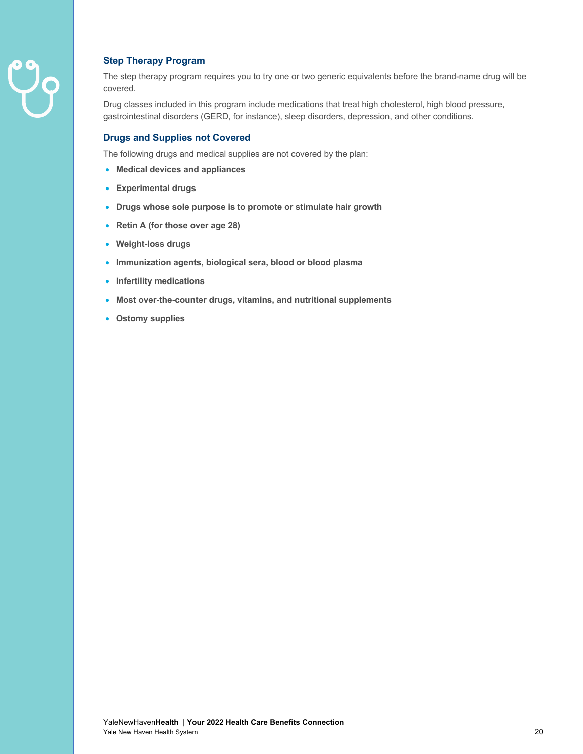### Step Therapy Program

The step therapy program requires you to try one or two generic equivalents before the brand-name drug will be covered.

Drug classes included in this program include medications that treat high cholesterol, high blood pressure, gastrointestinal disorders (GERD, for instance), sleep disorders, depression, and other conditions.

### Drugs and Supplies not Covered

The following drugs and medical supplies are not covered by the plan:

- **Medical devices and appliances**
- **Experimental drugs**
- **Drugs whose sole purpose is to promote or stimulate hair growth**
- **Retin A (for those over age 28)**
- **Weight-loss drugs**
- **Immunization agents, biological sera, blood or blood plasma**
- **Infertility medications**
- **Most over-the-counter drugs, vitamins, and nutritional supplements**
- **Ostomy supplies**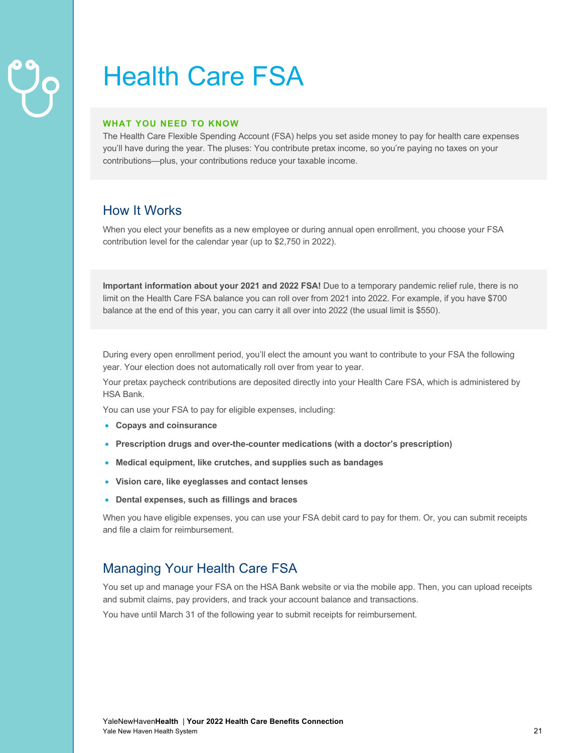# Health Care FSA

**WHAT YOU NEED TO KNOW**

The Health Care Flexible Spending Account (FSA) helps you set aside money to pay for health care expenses you'll have during the year. The pluses: You contribute pretax income, so you're paying no taxes on your contributions—plus, your contributions reduce your taxable income.

## How It Works

When you elect your benefits as a new employee or during annual open enrollment, you choose your FSA contribution level for the calendar year (up to $2,750 in 2022).

**Important information about your 2021 and 2022 FSA!** Due to a temporary pandemic relief rule, there is no limit on the Health Care FSA balance you can roll over from 2021 into 2022. For example, if you have $700 balance at the end of this year, you can carry it all over into 2022 (the usual limit is $550).

During every open enrollment period, you'll elect the amount you want to contribute to your FSA the following year. Your election does not automatically roll over from year to year.

Your pretax paycheck contributions are deposited directly into your Health Care FSA, which is administered by HSA Bank.

You can use your FSA to pay for eligible expenses, including:

- **Copays and coinsurance**
- **Prescription drugs and over-the-counter medications (with a doctor's prescription)**
- **Medical equipment, like crutches, and supplies such as bandages**
- **Vision care, like eyeglasses and contact lenses**
- **Dental expenses, such as fillings and braces**

When you have eligible expenses, you can use your FSA debit card to pay for them. Or, you can submit receipts and file a claim for reimbursement.

## Managing Your Health Care FSA

You set up and manage your FSA on the HSA Bank website or via the mobile app. Then, you can upload receipts and submit claims, pay providers, and track your account balance and transactions.

You have until March 31 of the following year to submit receipts for reimbursement.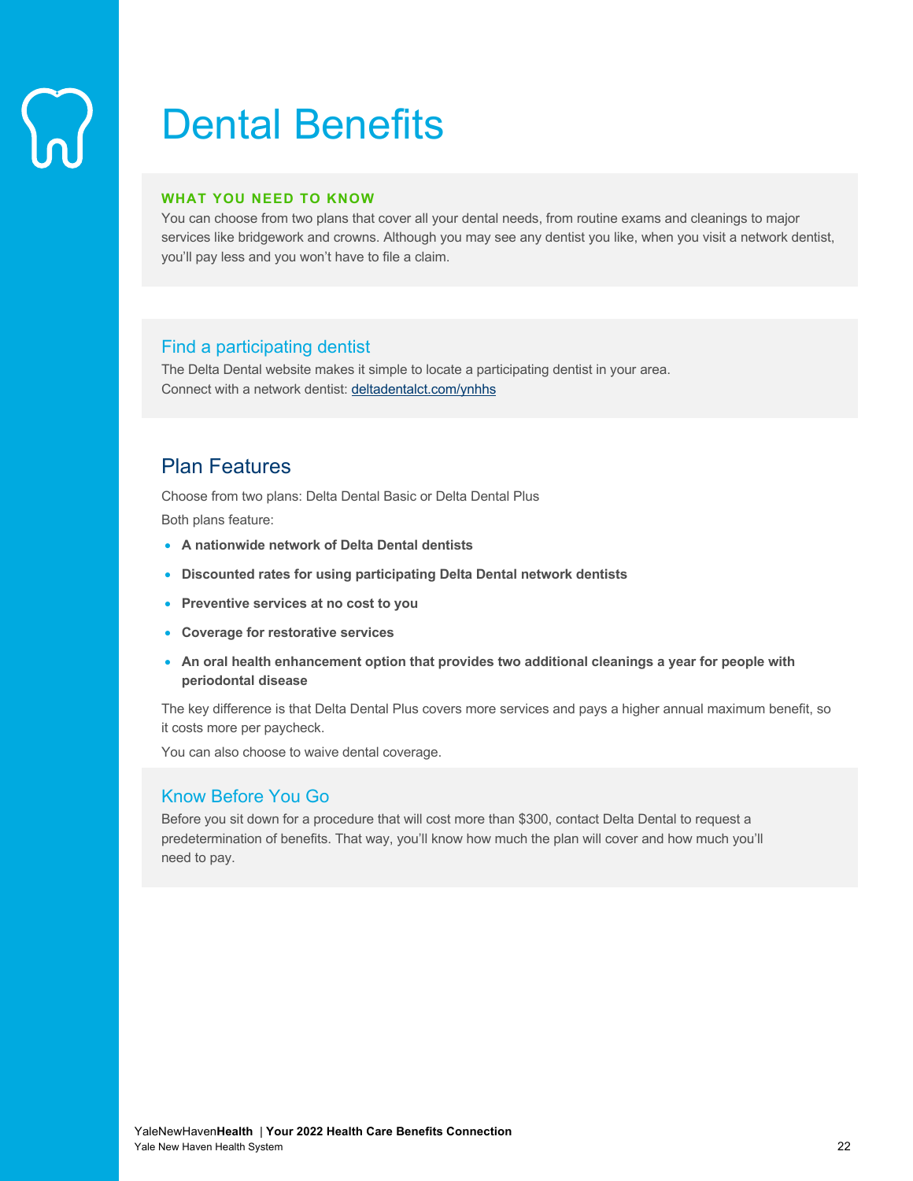# Dental Benefits

**WHAT YOU NEED TO KNOW**

You can choose from two plans that cover all your dental needs, from routine exams and cleanings to major services like bridgework and crowns. Although you may see any dentist you like, when you visit a network dentist, you'll pay less and you won't have to file a claim.

### Find a participating dentist

The Delta Dental website makes it simple to locate a participating dentist in your area.
Connect with a network dentist: deltadentalct.com/ynhhs

## Plan Features

Choose from two plans: Delta Dental Basic or Delta Dental Plus

Both plans feature:

- **A nationwide network of Delta Dental dentists**
- **Discounted rates for using participating Delta Dental network dentists**
- **Preventive services at no cost to you**
- **Coverage for restorative services**
- **An oral health enhancement option that provides two additional cleanings a year for people with periodontal disease**

The key difference is that Delta Dental Plus covers more services and pays a higher annual maximum benefit, so it costs more per paycheck.

You can also choose to waive dental coverage.

### Know Before You Go

Before you sit down for a procedure that will cost more than $300, contact Delta Dental to request a predetermination of benefits. That way, you'll know how much the plan will cover and how much you'll need to pay.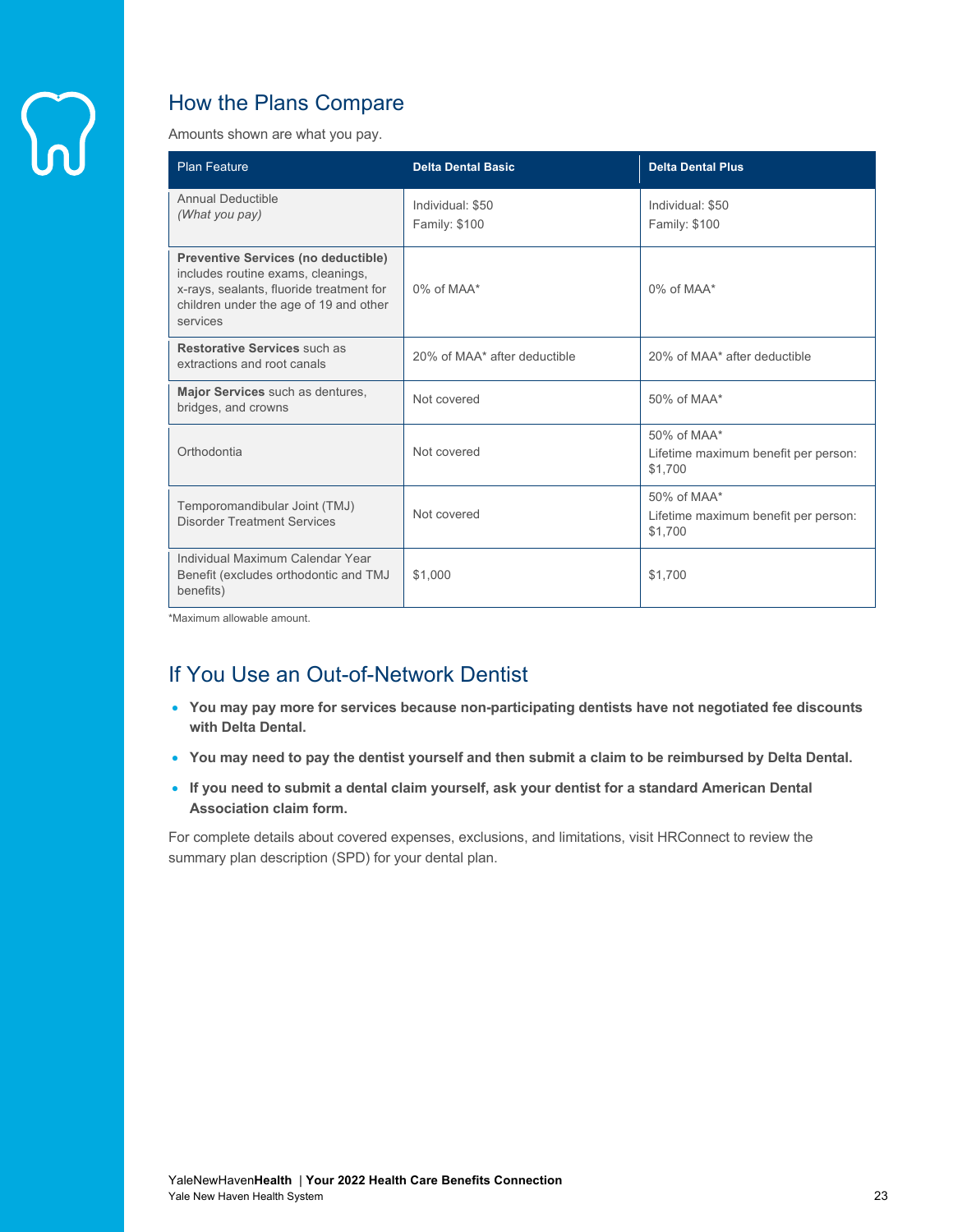## How the Plans Compare

Amounts shown are what you pay.

| Plan Feature | Delta Dental Basic | Delta Dental Plus |
|---|---|---|
| Annual Deductible *(What you pay)* | Individual: $50<br>Family: $100 | Individual: $50<br>Family: $100 |
| **Preventive Services (no deductible)** includes routine exams, cleanings, x-rays, sealants, fluoride treatment for children under the age of 19 and other services | 0% of MAA* | 0% of MAA* |
| **Restorative Services** such as extractions and root canals | 20% of MAA* after deductible | 20% of MAA* after deductible |
| **Major Services** such as dentures, bridges, and crowns | Not covered | 50% of MAA* |
| Orthodontia | Not covered | 50% of MAA*<br>Lifetime maximum benefit per person: $1,700 |
| Temporomandibular Joint (TMJ) Disorder Treatment Services | Not covered | 50% of MAA*<br>Lifetime maximum benefit per person: $1,700 |
| Individual Maximum Calendar Year Benefit (excludes orthodontic and TMJ benefits) | $1,000 | $1,700 |

*Maximum allowable amount.

## If You Use an Out-of-Network Dentist

- **You may pay more for services because non-participating dentists have not negotiated fee discounts with Delta Dental.**
- **You may need to pay the dentist yourself and then submit a claim to be reimbursed by Delta Dental.**
- **If you need to submit a dental claim yourself, ask your dentist for a standard American Dental Association claim form.**

For complete details about covered expenses, exclusions, and limitations, visit HRConnect to review the summary plan description (SPD) for your dental plan.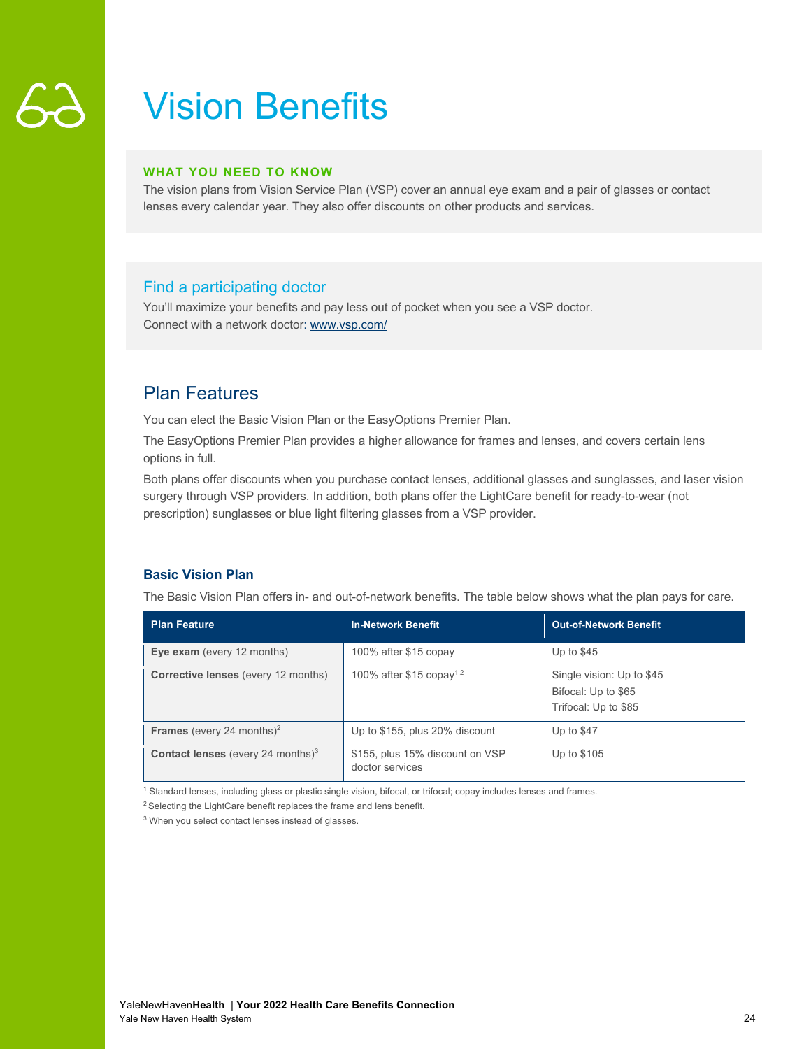# Vision Benefits

**WHAT YOU NEED TO KNOW**

The vision plans from Vision Service Plan (VSP) cover an annual eye exam and a pair of glasses or contact lenses every calendar year. They also offer discounts on other products and services.

## Find a participating doctor

You'll maximize your benefits and pay less out of pocket when you see a VSP doctor.
Connect with a network doctor: www.vsp.com/

## Plan Features

You can elect the Basic Vision Plan or the EasyOptions Premier Plan.

The EasyOptions Premier Plan provides a higher allowance for frames and lenses, and covers certain lens options in full.

Both plans offer discounts when you purchase contact lenses, additional glasses and sunglasses, and laser vision surgery through VSP providers. In addition, both plans offer the LightCare benefit for ready-to-wear (not prescription) sunglasses or blue light filtering glasses from a VSP provider.

### Basic Vision Plan

The Basic Vision Plan offers in- and out-of-network benefits. The table below shows what the plan pays for care.

| Plan Feature | In-Network Benefit | Out-of-Network Benefit |
|---|---|---|
| **Eye exam** (every 12 months) | 100% after $15 copay | Up to $45 |
| **Corrective lenses** (every 12 months) | 100% after $15 copay[1,2] | Single vision: Up to $45<br>Bifocal: Up to $65<br>Trifocal: Up to $85 |
| **Frames** (every 24 months)[2] | Up to $155, plus 20% discount | Up to $47 |
| **Contact lenses** (every 24 months)[3] | $155, plus 15% discount on VSP doctor services | Up to $105 |

[1] Standard lenses, including glass or plastic single vision, bifocal, or trifocal; copay includes lenses and frames.

[2] Selecting the LightCare benefit replaces the frame and lens benefit.

[3] When you select contact lenses instead of glasses.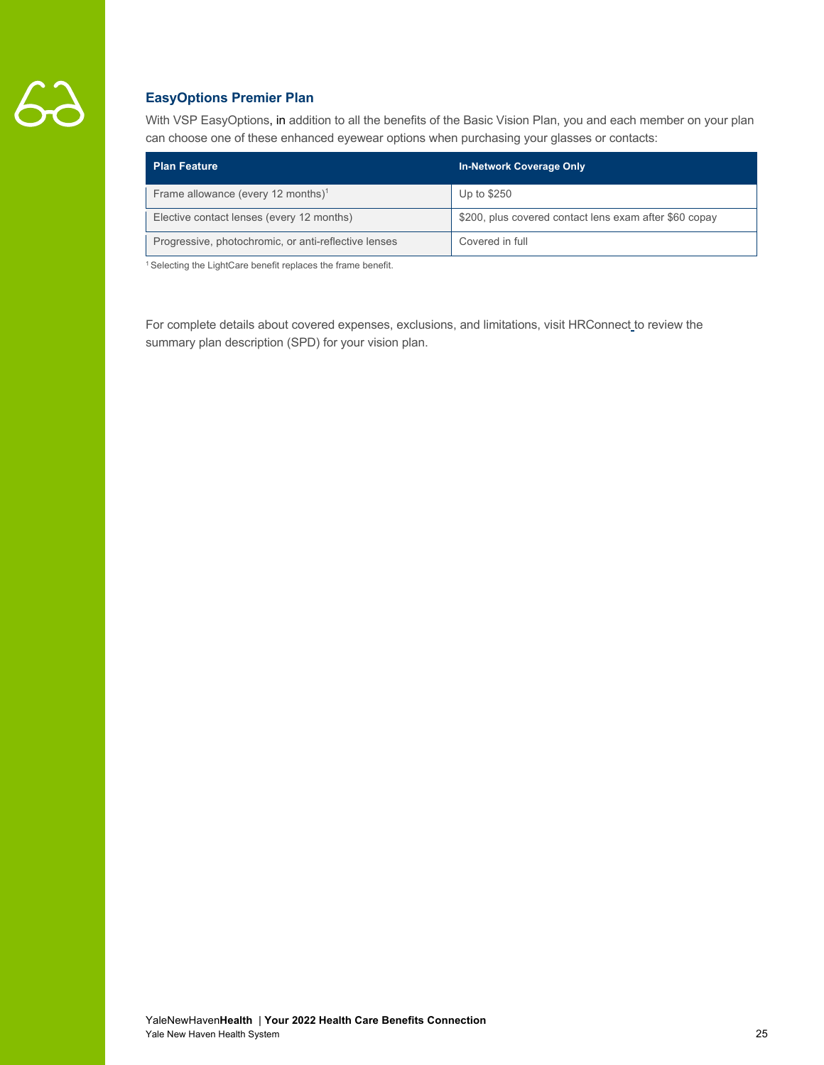## EasyOptions Premier Plan

With VSP EasyOptions, in addition to all the benefits of the Basic Vision Plan, you and each member on your plan can choose one of these enhanced eyewear options when purchasing your glasses or contacts:

| Plan Feature | In-Network Coverage Only |
| --- | --- |
| Frame allowance (every 12 months)[1] | Up to $250 |
| Elective contact lenses (every 12 months) | $200, plus covered contact lens exam after $60 copay |
| Progressive, photochromic, or anti-reflective lenses | Covered in full |

[1] Selecting the LightCare benefit replaces the frame benefit.

For complete details about covered expenses, exclusions, and limitations, visit HRConnect to review the summary plan description (SPD) for your vision plan.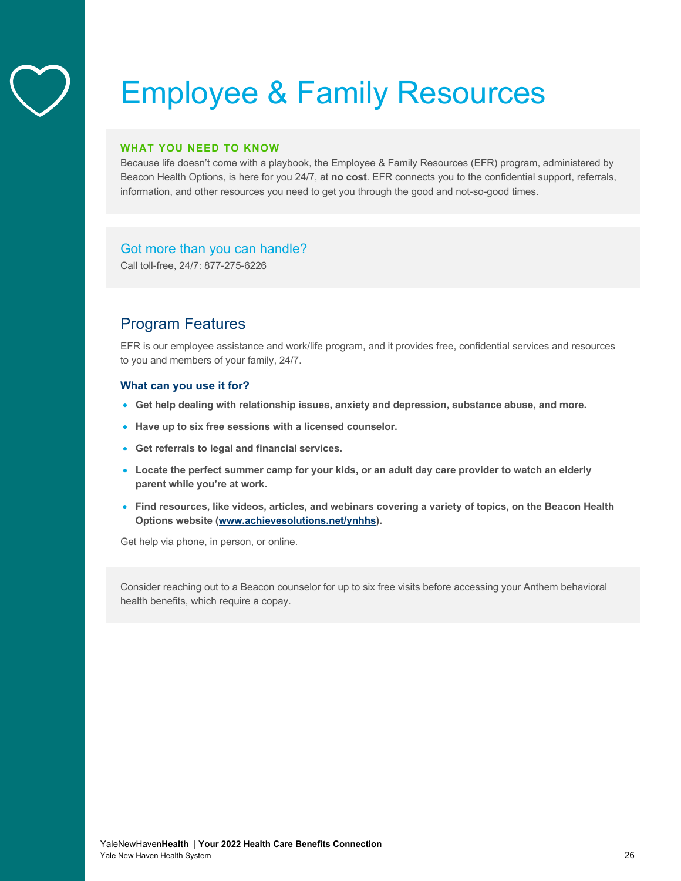# Employee & Family Resources

**WHAT YOU NEED TO KNOW**

Because life doesn't come with a playbook, the Employee & Family Resources (EFR) program, administered by Beacon Health Options, is here for you 24/7, at **no cost**. EFR connects you to the confidential support, referrals, information, and other resources you need to get you through the good and not-so-good times.

### Got more than you can handle?

Call toll-free, 24/7: 877-275-6226

## Program Features

EFR is our employee assistance and work/life program, and it provides free, confidential services and resources to you and members of your family, 24/7.

### What can you use it for?

- **Get help dealing with relationship issues, anxiety and depression, substance abuse, and more.**
- **Have up to six free sessions with a licensed counselor.**
- **Get referrals to legal and financial services.**
- **Locate the perfect summer camp for your kids, or an adult day care provider to watch an elderly parent while you're at work.**
- **Find resources, like videos, articles, and webinars covering a variety of topics, on the Beacon Health Options website (www.achievesolutions.net/ynhhs).**

Get help via phone, in person, or online.

Consider reaching out to a Beacon counselor for up to six free visits before accessing your Anthem behavioral health benefits, which require a copay.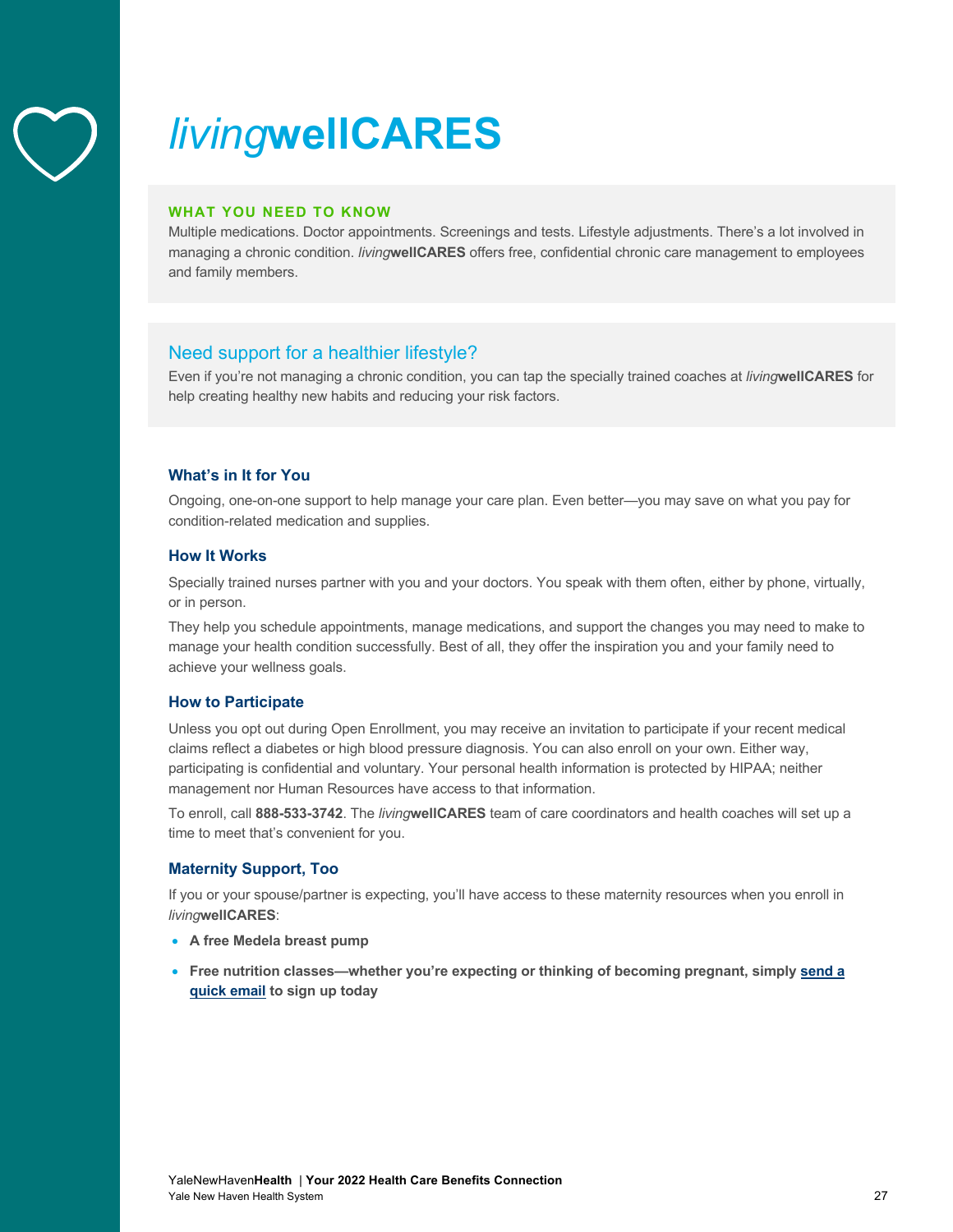# *living***wellCARES**

**WHAT YOU NEED TO KNOW**

Multiple medications. Doctor appointments. Screenings and tests. Lifestyle adjustments. There's a lot involved in managing a chronic condition. *living***wellCARES** offers free, confidential chronic care management to employees and family members.

## Need support for a healthier lifestyle?

Even if you're not managing a chronic condition, you can tap the specially trained coaches at *living***wellCARES** for help creating healthy new habits and reducing your risk factors.

### What's in It for You

Ongoing, one-on-one support to help manage your care plan. Even better—you may save on what you pay for condition-related medication and supplies.

### How It Works

Specially trained nurses partner with you and your doctors. You speak with them often, either by phone, virtually, or in person.

They help you schedule appointments, manage medications, and support the changes you may need to make to manage your health condition successfully. Best of all, they offer the inspiration you and your family need to achieve your wellness goals.

### How to Participate

Unless you opt out during Open Enrollment, you may receive an invitation to participate if your recent medical claims reflect a diabetes or high blood pressure diagnosis. You can also enroll on your own. Either way, participating is confidential and voluntary. Your personal health information is protected by HIPAA; neither management nor Human Resources have access to that information.

To enroll, call **888-533-3742**. The *living***wellCARES** team of care coordinators and health coaches will set up a time to meet that's convenient for you.

### Maternity Support, Too

If you or your spouse/partner is expecting, you'll have access to these maternity resources when you enroll in *living***wellCARES**:

- **A free Medela breast pump**
- **Free nutrition classes—whether you're expecting or thinking of becoming pregnant, simply send a quick email to sign up today**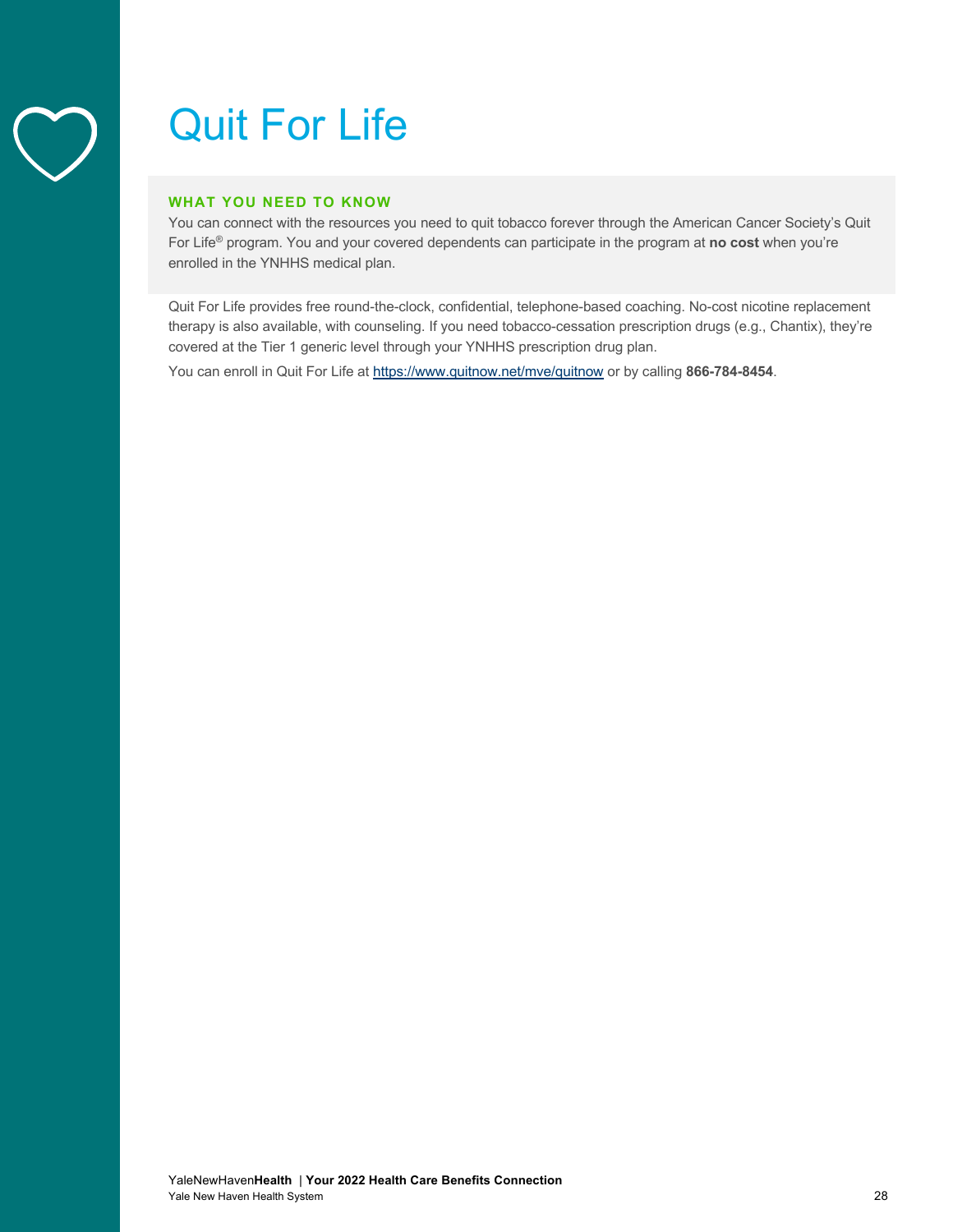# Quit For Life

**WHAT YOU NEED TO KNOW**

You can connect with the resources you need to quit tobacco forever through the American Cancer Society's Quit For Life® program. You and your covered dependents can participate in the program at **no cost** when you're enrolled in the YNHHS medical plan.

Quit For Life provides free round-the-clock, confidential, telephone-based coaching. No-cost nicotine replacement therapy is also available, with counseling. If you need tobacco-cessation prescription drugs (e.g., Chantix), they're covered at the Tier 1 generic level through your YNHHS prescription drug plan.

You can enroll in Quit For Life at https://www.quitnow.net/mve/quitnow or by calling **866-784-8454**.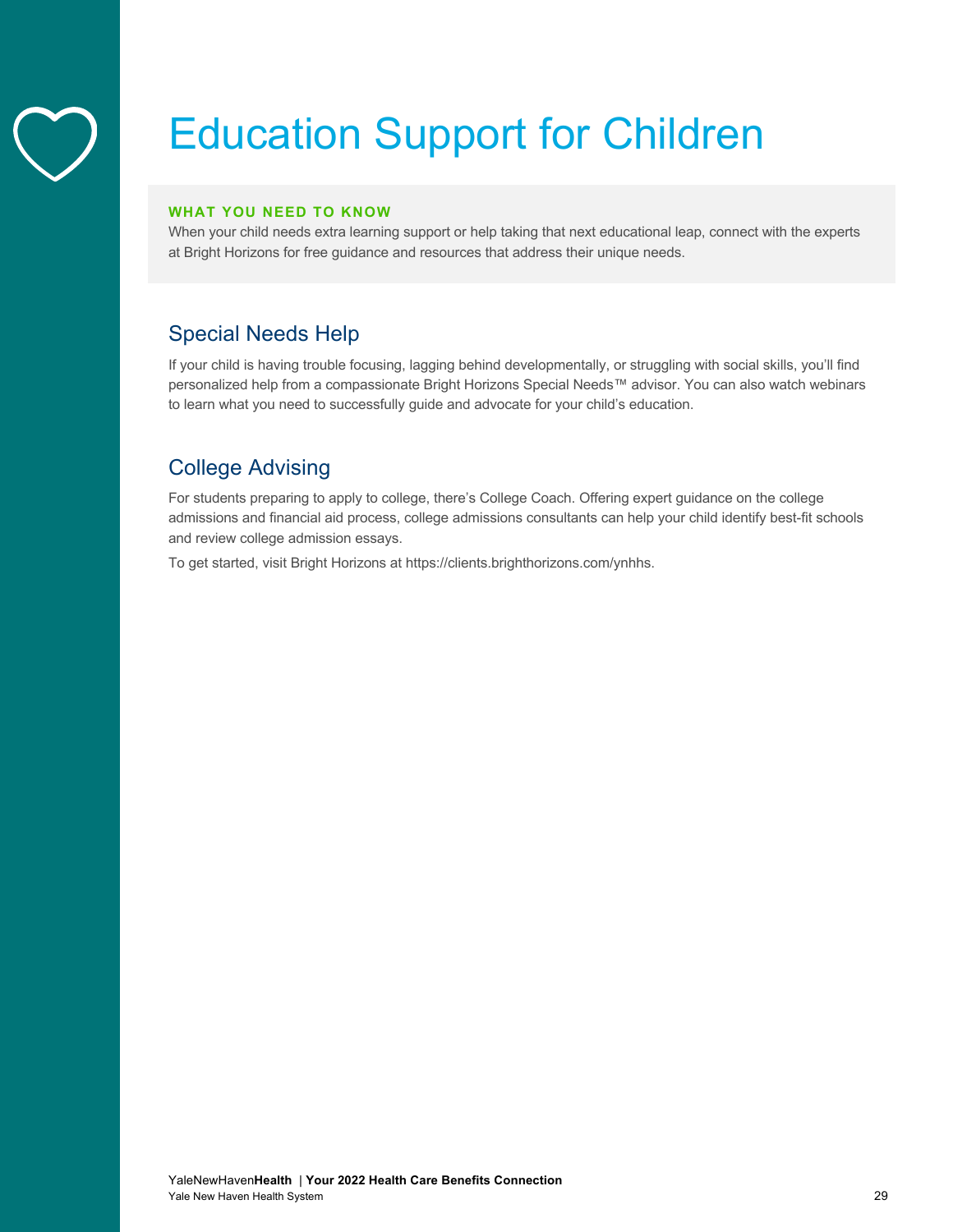# Education Support for Children

**WHAT YOU NEED TO KNOW**

When your child needs extra learning support or help taking that next educational leap, connect with the experts at Bright Horizons for free guidance and resources that address their unique needs.

## Special Needs Help

If your child is having trouble focusing, lagging behind developmentally, or struggling with social skills, you'll find personalized help from a compassionate Bright Horizons Special Needs™ advisor. You can also watch webinars to learn what you need to successfully guide and advocate for your child's education.

## College Advising

For students preparing to apply to college, there's College Coach. Offering expert guidance on the college admissions and financial aid process, college admissions consultants can help your child identify best-fit schools and review college admission essays.

To get started, visit Bright Horizons at https://clients.brighthorizons.com/ynhhs.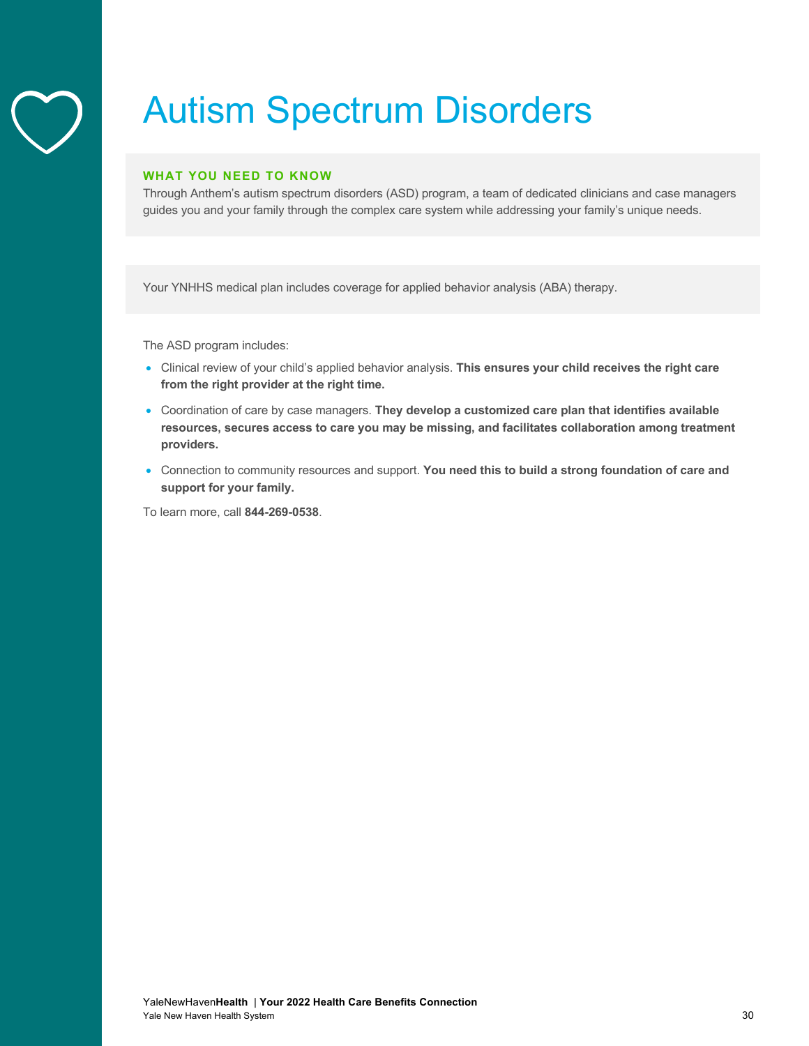# Autism Spectrum Disorders

**WHAT YOU NEED TO KNOW**

Through Anthem's autism spectrum disorders (ASD) program, a team of dedicated clinicians and case managers guides you and your family through the complex care system while addressing your family's unique needs.

Your YNHHS medical plan includes coverage for applied behavior analysis (ABA) therapy.

The ASD program includes:

- Clinical review of your child's applied behavior analysis. **This ensures your child receives the right care from the right provider at the right time.**
- Coordination of care by case managers. **They develop a customized care plan that identifies available resources, secures access to care you may be missing, and facilitates collaboration among treatment providers.**
- Connection to community resources and support. **You need this to build a strong foundation of care and support for your family.**

To learn more, call **844-269-0538**.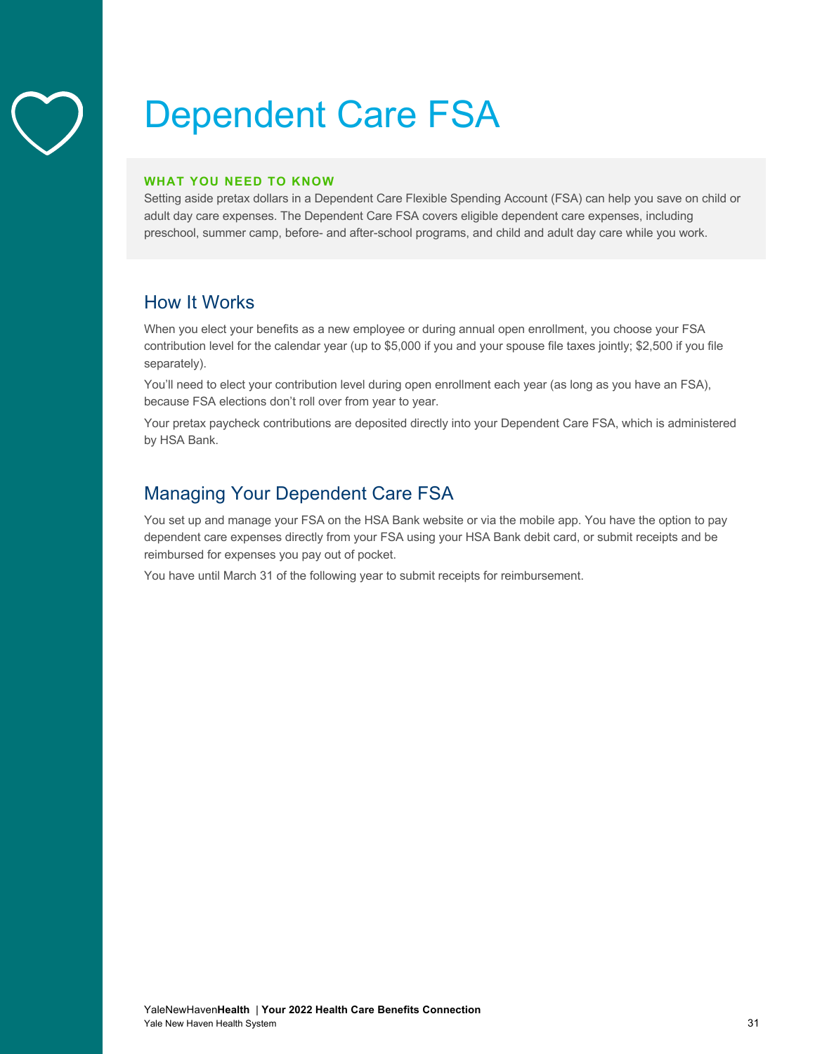# Dependent Care FSA

**WHAT YOU NEED TO KNOW**

Setting aside pretax dollars in a Dependent Care Flexible Spending Account (FSA) can help you save on child or adult day care expenses. The Dependent Care FSA covers eligible dependent care expenses, including preschool, summer camp, before- and after-school programs, and child and adult day care while you work.

## How It Works

When you elect your benefits as a new employee or during annual open enrollment, you choose your FSA contribution level for the calendar year (up to $5,000 if you and your spouse file taxes jointly; $2,500 if you file separately).

You'll need to elect your contribution level during open enrollment each year (as long as you have an FSA), because FSA elections don't roll over from year to year.

Your pretax paycheck contributions are deposited directly into your Dependent Care FSA, which is administered by HSA Bank.

## Managing Your Dependent Care FSA

You set up and manage your FSA on the HSA Bank website or via the mobile app. You have the option to pay dependent care expenses directly from your FSA using your HSA Bank debit card, or submit receipts and be reimbursed for expenses you pay out of pocket.

You have until March 31 of the following year to submit receipts for reimbursement.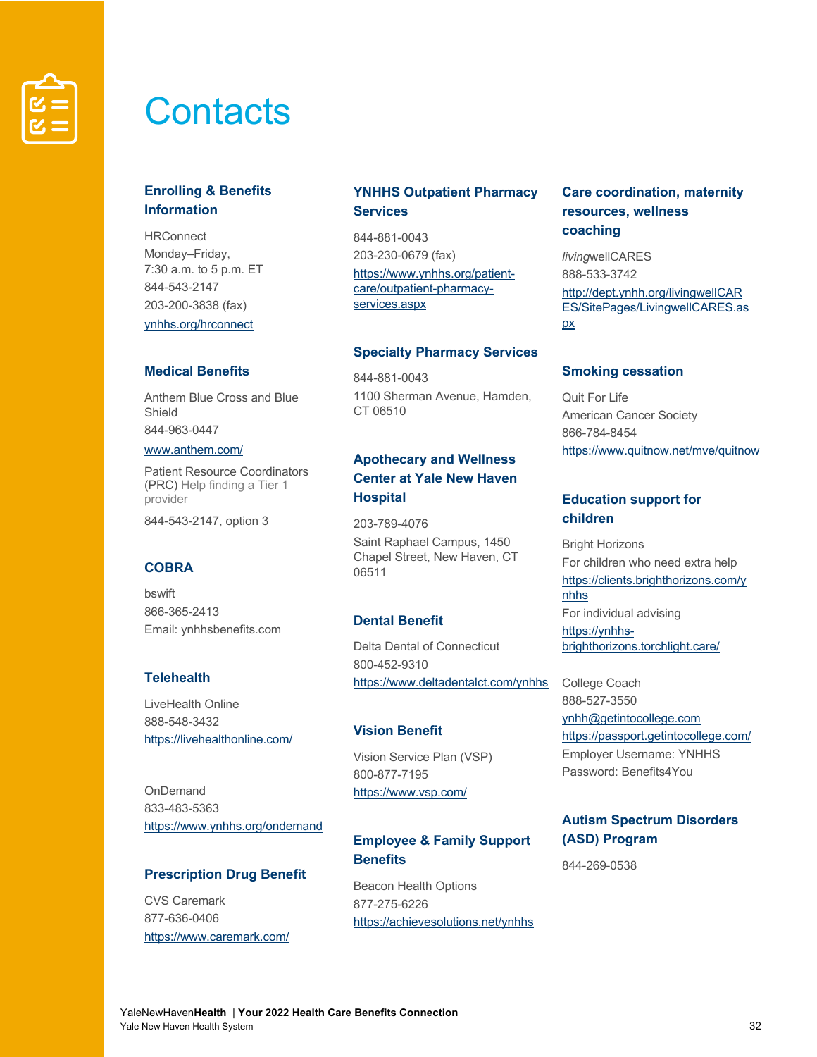# Contacts

### Enrolling & Benefits Information

HRConnect
Monday–Friday,
7:30 a.m. to 5 p.m. ET
844-543-2147
203-200-3838 (fax)
ynhhs.org/hrconnect

### Medical Benefits

Anthem Blue Cross and Blue Shield
844-963-0447
www.anthem.com/

Patient Resource Coordinators (PRC) Help finding a Tier 1 provider
844-543-2147, option 3

### COBRA

bswift
866-365-2413
Email: ynhhsbenefits.com

### Telehealth

LiveHealth Online
888-548-3432
https://livehealthonline.com/

OnDemand
833-483-5363
https://www.ynhhs.org/ondemand

### Prescription Drug Benefit

CVS Caremark
877-636-0406
https://www.caremark.com/

### YNHHS Outpatient Pharmacy Services

844-881-0043
203-230-0679 (fax)
https://www.ynhhs.org/patient-care/outpatient-pharmacy-services.aspx

### Specialty Pharmacy Services

844-881-0043
1100 Sherman Avenue, Hamden, CT 06510

### Apothecary and Wellness Center at Yale New Haven Hospital

203-789-4076
Saint Raphael Campus, 1450 Chapel Street, New Haven, CT 06511

### Dental Benefit

Delta Dental of Connecticut
800-452-9310
https://www.deltadentalct.com/ynhhs

### Vision Benefit

Vision Service Plan (VSP)
800-877-7195
https://www.vsp.com/

### Employee & Family Support Benefits

Beacon Health Options
877-275-6226
https://achievesolutions.net/ynhhs

### Care coordination, maternity resources, wellness coaching

*living*wellCARES
888-533-3742
http://dept.ynhh.org/livingwellCARES/SitePages/LivingwellCARES.aspx

### Smoking cessation

Quit For Life
American Cancer Society
866-784-8454
https://www.quitnow.net/mve/quitnow

### Education support for children

Bright Horizons
For children who need extra help
https://clients.brighthorizons.com/ynhhs
For individual advising
https://ynhhs-brighthorizons.torchlight.care/

College Coach
888-527-3550
ynhh@getintocollege.com
https://passport.getintocollege.com/
Employer Username: YNHHS
Password: Benefits4You

### Autism Spectrum Disorders (ASD) Program

844-269-0538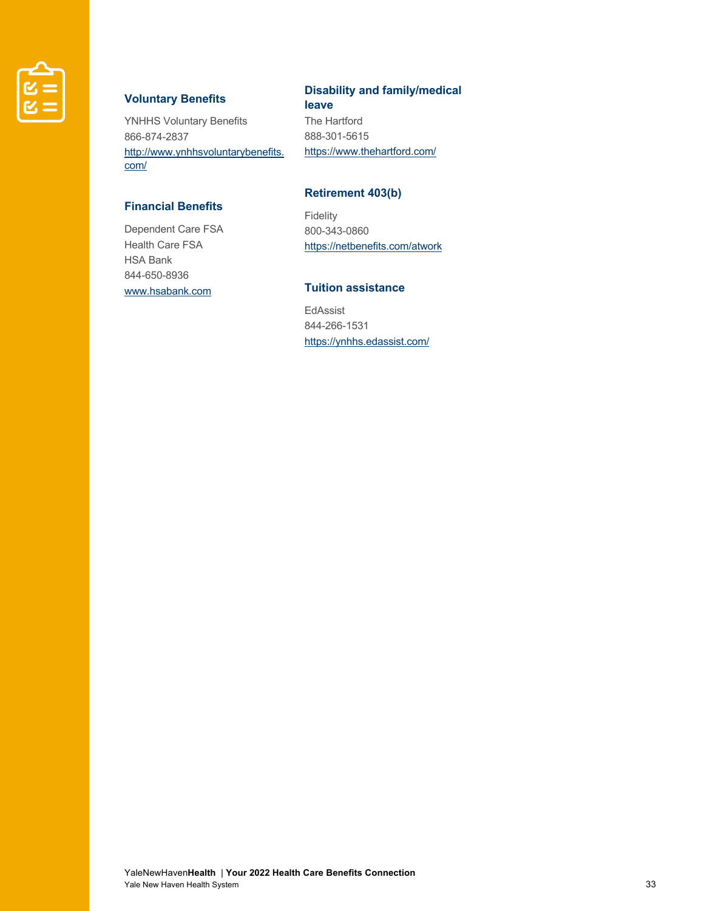### Voluntary Benefits

YNHHS Voluntary Benefits
866-874-2837
http://www.ynhhsvoluntarybenefits.com/

### Financial Benefits

Dependent Care FSA
Health Care FSA
HSA Bank
844-650-8936
www.hsabank.com

### Disability and family/medical leave

The Hartford
888-301-5615
https://www.thehartford.com/

### Retirement 403(b)

Fidelity
800-343-0860
https://netbenefits.com/atwork

### Tuition assistance

EdAssist
844-266-1531
https://ynhhs.edassist.com/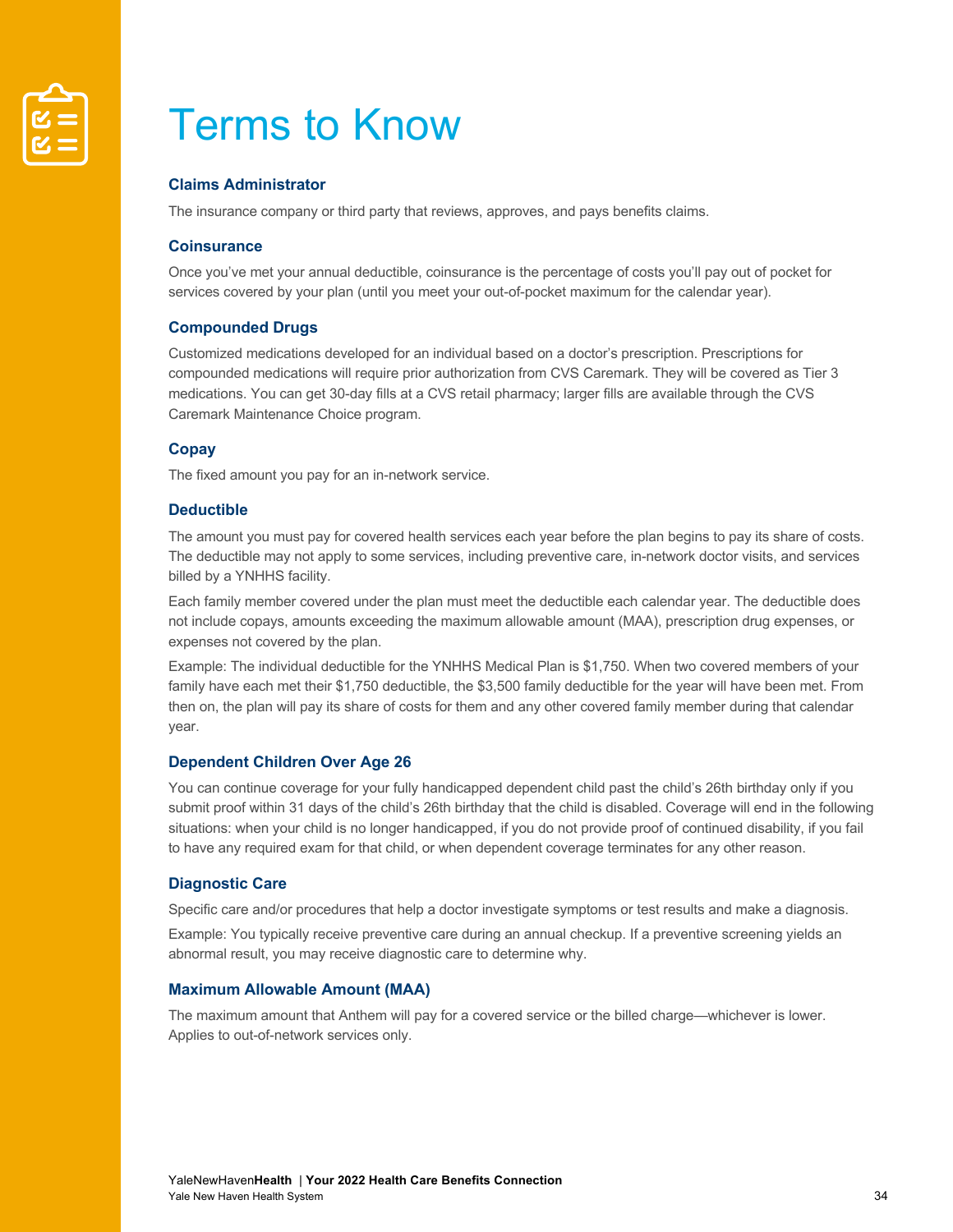# Terms to Know

### Claims Administrator

The insurance company or third party that reviews, approves, and pays benefits claims.

### Coinsurance

Once you've met your annual deductible, coinsurance is the percentage of costs you'll pay out of pocket for services covered by your plan (until you meet your out-of-pocket maximum for the calendar year).

### Compounded Drugs

Customized medications developed for an individual based on a doctor's prescription. Prescriptions for compounded medications will require prior authorization from CVS Caremark. They will be covered as Tier 3 medications. You can get 30-day fills at a CVS retail pharmacy; larger fills are available through the CVS Caremark Maintenance Choice program.

### Copay

The fixed amount you pay for an in-network service.

### Deductible

The amount you must pay for covered health services each year before the plan begins to pay its share of costs. The deductible may not apply to some services, including preventive care, in-network doctor visits, and services billed by a YNHHS facility.

Each family member covered under the plan must meet the deductible each calendar year. The deductible does not include copays, amounts exceeding the maximum allowable amount (MAA), prescription drug expenses, or expenses not covered by the plan.

Example: The individual deductible for the YNHHS Medical Plan is $1,750. When two covered members of your family have each met their $1,750 deductible, the $3,500 family deductible for the year will have been met. From then on, the plan will pay its share of costs for them and any other covered family member during that calendar year.

### Dependent Children Over Age 26

You can continue coverage for your fully handicapped dependent child past the child's 26th birthday only if you submit proof within 31 days of the child's 26th birthday that the child is disabled. Coverage will end in the following situations: when your child is no longer handicapped, if you do not provide proof of continued disability, if you fail to have any required exam for that child, or when dependent coverage terminates for any other reason.

### Diagnostic Care

Specific care and/or procedures that help a doctor investigate symptoms or test results and make a diagnosis.

Example: You typically receive preventive care during an annual checkup. If a preventive screening yields an abnormal result, you may receive diagnostic care to determine why.

### Maximum Allowable Amount (MAA)

The maximum amount that Anthem will pay for a covered service or the billed charge—whichever is lower. Applies to out-of-network services only.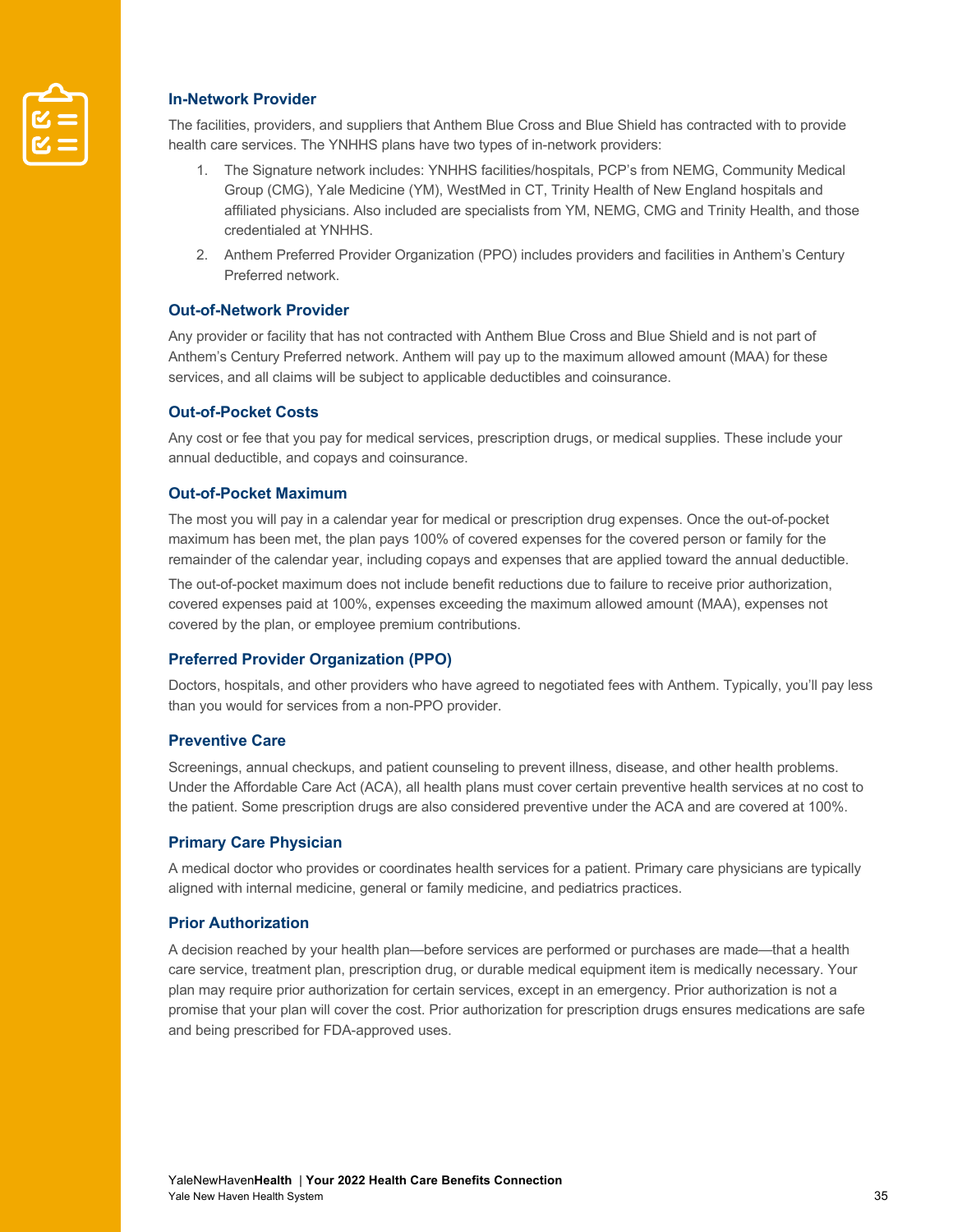### In-Network Provider

The facilities, providers, and suppliers that Anthem Blue Cross and Blue Shield has contracted with to provide health care services. The YNHHS plans have two types of in-network providers:

1. The Signature network includes: YNHHS facilities/hospitals, PCP's from NEMG, Community Medical Group (CMG), Yale Medicine (YM), WestMed in CT, Trinity Health of New England hospitals and affiliated physicians. Also included are specialists from YM, NEMG, CMG and Trinity Health, and those credentialed at YNHHS.
2. Anthem Preferred Provider Organization (PPO) includes providers and facilities in Anthem's Century Preferred network.

### Out-of-Network Provider

Any provider or facility that has not contracted with Anthem Blue Cross and Blue Shield and is not part of Anthem's Century Preferred network. Anthem will pay up to the maximum allowed amount (MAA) for these services, and all claims will be subject to applicable deductibles and coinsurance.

### Out-of-Pocket Costs

Any cost or fee that you pay for medical services, prescription drugs, or medical supplies. These include your annual deductible, and copays and coinsurance.

### Out-of-Pocket Maximum

The most you will pay in a calendar year for medical or prescription drug expenses. Once the out-of-pocket maximum has been met, the plan pays 100% of covered expenses for the covered person or family for the remainder of the calendar year, including copays and expenses that are applied toward the annual deductible.

The out-of-pocket maximum does not include benefit reductions due to failure to receive prior authorization, covered expenses paid at 100%, expenses exceeding the maximum allowed amount (MAA), expenses not covered by the plan, or employee premium contributions.

### Preferred Provider Organization (PPO)

Doctors, hospitals, and other providers who have agreed to negotiated fees with Anthem. Typically, you'll pay less than you would for services from a non-PPO provider.

### Preventive Care

Screenings, annual checkups, and patient counseling to prevent illness, disease, and other health problems. Under the Affordable Care Act (ACA), all health plans must cover certain preventive health services at no cost to the patient. Some prescription drugs are also considered preventive under the ACA and are covered at 100%.

### Primary Care Physician

A medical doctor who provides or coordinates health services for a patient. Primary care physicians are typically aligned with internal medicine, general or family medicine, and pediatrics practices.

### Prior Authorization

A decision reached by your health plan—before services are performed or purchases are made—that a health care service, treatment plan, prescription drug, or durable medical equipment item is medically necessary. Your plan may require prior authorization for certain services, except in an emergency. Prior authorization is not a promise that your plan will cover the cost. Prior authorization for prescription drugs ensures medications are safe and being prescribed for FDA-approved uses.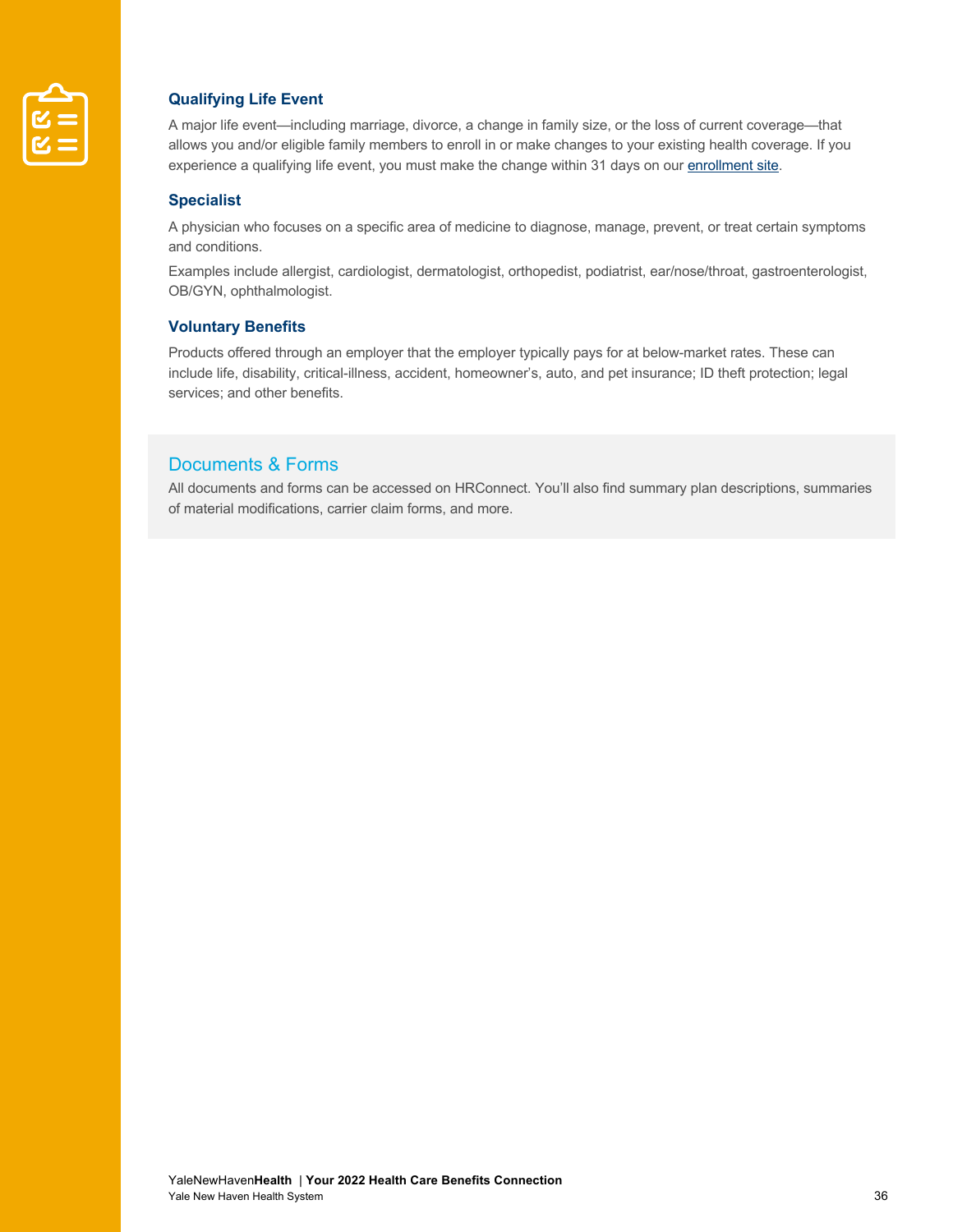### Qualifying Life Event

A major life event—including marriage, divorce, a change in family size, or the loss of current coverage—that allows you and/or eligible family members to enroll in or make changes to your existing health coverage. If you experience a qualifying life event, you must make the change within 31 days on our enrollment site.

### Specialist

A physician who focuses on a specific area of medicine to diagnose, manage, prevent, or treat certain symptoms and conditions.

Examples include allergist, cardiologist, dermatologist, orthopedist, podiatrist, ear/nose/throat, gastroenterologist, OB/GYN, ophthalmologist.

### Voluntary Benefits

Products offered through an employer that the employer typically pays for at below-market rates. These can include life, disability, critical-illness, accident, homeowner's, auto, and pet insurance; ID theft protection; legal services; and other benefits.

## Documents & Forms

All documents and forms can be accessed on HRConnect. You'll also find summary plan descriptions, summaries of material modifications, carrier claim forms, and more.